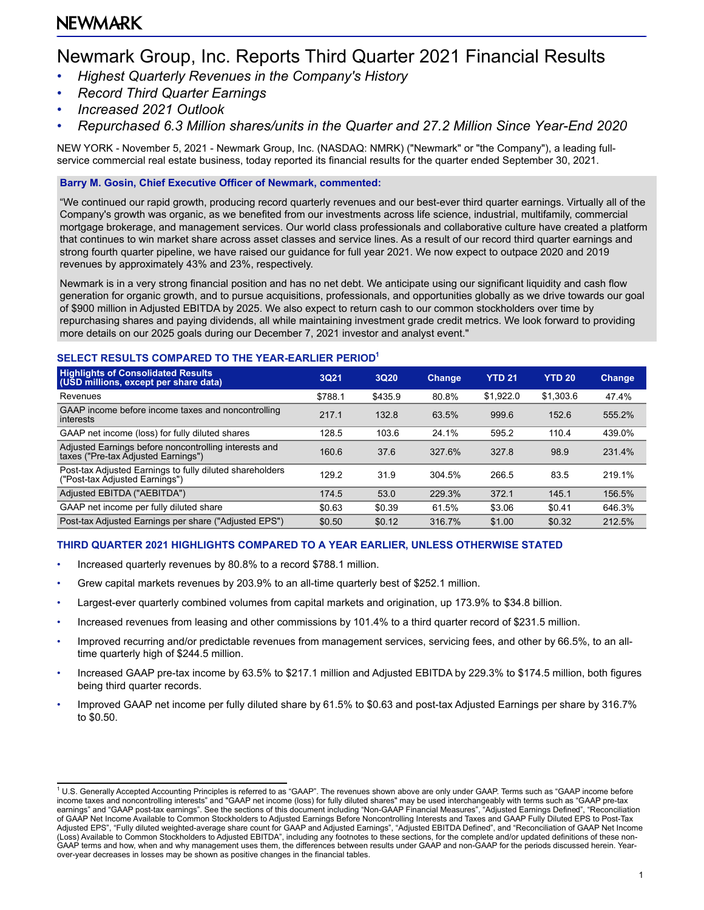NEWMARK

# Newmark Group, Inc. Reports Third Quarter 2021 Financial Results

- *Highest Quarterly Revenues in the Company's History*
- *Record Third Quarter Earnings*
- *Increased 2021 Outlook*
- *Repurchased 6.3 Million shares/units in the Quarter and 27.2 Million Since Year-End 2020*

NEW YORK - November 5, 2021 - Newmark Group, Inc. (NASDAQ: NMRK) ("Newmark" or "the Company"), a leading full-service commercial real estate business, today reported its financial results for the quarter ended September 30, 2021.

**Barry M. Gosin, Chief Executive Officer of Newmark, commented:**

"We continued our rapid growth, producing record quarterly revenues and our best-ever third quarter earnings. Virtually all of the Company's growth was organic, as we benefited from our investments across life science, industrial, multifamily, commercial mortgage brokerage, and management services. Our world class professionals and collaborative culture have created a platform that continues to win market share across asset classes and service lines. As a result of our record third quarter earnings and strong fourth quarter pipeline, we have raised our guidance for full year 2021. We now expect to outpace 2020 and 2019 revenues by approximately 43% and 23%, respectively.

Newmark is in a very strong financial position and has no net debt. We anticipate using our significant liquidity and cash flow generation for organic growth, and to pursue acquisitions, professionals, and opportunities globally as we drive towards our goal of $900 million in Adjusted EBITDA by 2025. We also expect to return cash to our common stockholders over time by repurchasing shares and paying dividends, all while maintaining investment grade credit metrics. We look forward to providing more details on our 2025 goals during our December 7, 2021 investor and analyst event."

## SELECT RESULTS COMPARED TO THE YEAR-EARLIER PERIOD[1]

| Highlights of Consolidated Results (USD millions, except per share data) | 3Q21 | 3Q20 | Change | YTD 21 | YTD 20 | Change |
|---|---|---|---|---|---|---|
| Revenues | $788.1 | $435.9 | 80.8% | $1,922.0 | $1,303.6 | 47.4% |
| GAAP income before income taxes and noncontrolling interests | 217.1 | 132.8 | 63.5% | 999.6 | 152.6 | 555.2% |
| GAAP net income (loss) for fully diluted shares | 128.5 | 103.6 | 24.1% | 595.2 | 110.4 | 439.0% |
| Adjusted Earnings before noncontrolling interests and taxes ("Pre-tax Adjusted Earnings") | 160.6 | 37.6 | 327.6% | 327.8 | 98.9 | 231.4% |
| Post-tax Adjusted Earnings to fully diluted shareholders ("Post-tax Adjusted Earnings") | 129.2 | 31.9 | 304.5% | 266.5 | 83.5 | 219.1% |
| Adjusted EBITDA ("AEBITDA") | 174.5 | 53.0 | 229.3% | 372.1 | 145.1 | 156.5% |
| GAAP net income per fully diluted share | $0.63 | $0.39 | 61.5% | $3.06 | $0.41 | 646.3% |
| Post-tax Adjusted Earnings per share ("Adjusted EPS") | $0.50 | $0.12 | 316.7% | $1.00 | $0.32 | 212.5% |

## THIRD QUARTER 2021 HIGHLIGHTS COMPARED TO A YEAR EARLIER, UNLESS OTHERWISE STATED

- Increased quarterly revenues by 80.8% to a record $788.1 million.
- Grew capital markets revenues by 203.9% to an all-time quarterly best of $252.1 million.
- Largest-ever quarterly combined volumes from capital markets and origination, up 173.9% to $34.8 billion.
- Increased revenues from leasing and other commissions by 101.4% to a third quarter record of $231.5 million.
- Improved recurring and/or predictable revenues from management services, servicing fees, and other by 66.5%, to an all-time quarterly high of $244.5 million.
- Increased GAAP pre-tax income by 63.5% to $217.1 million and Adjusted EBITDA by 229.3% to $174.5 million, both figures being third quarter records.
- Improved GAAP net income per fully diluted share by 61.5% to $0.63 and post-tax Adjusted Earnings per share by 316.7% to $0.50.

[1] U.S. Generally Accepted Accounting Principles is referred to as "GAAP". The revenues shown above are only under GAAP. Terms such as "GAAP income before income taxes and noncontrolling interests" and "GAAP net income (loss) for fully diluted shares" may be used interchangeably with terms such as "GAAP pre-tax earnings" and "GAAP post-tax earnings". See the sections of this document including "Non-GAAP Financial Measures", "Adjusted Earnings Defined", "Reconciliation of GAAP Net Income Available to Common Stockholders to Adjusted Earnings Before Noncontrolling Interests and Taxes and GAAP Fully Diluted EPS to Post-Tax Adjusted EPS", "Fully diluted weighted-average share count for GAAP and Adjusted Earnings", "Adjusted EBITDA Defined", and "Reconciliation of GAAP Net Income (Loss) Available to Common Stockholders to Adjusted EBITDA", including any footnotes to these sections, for the complete and/or updated definitions of these non-GAAP terms and how, when and why management uses them, the differences between results under GAAP and non-GAAP for the periods discussed herein. Year-over-year decreases in losses may be shown as positive changes in the financial tables.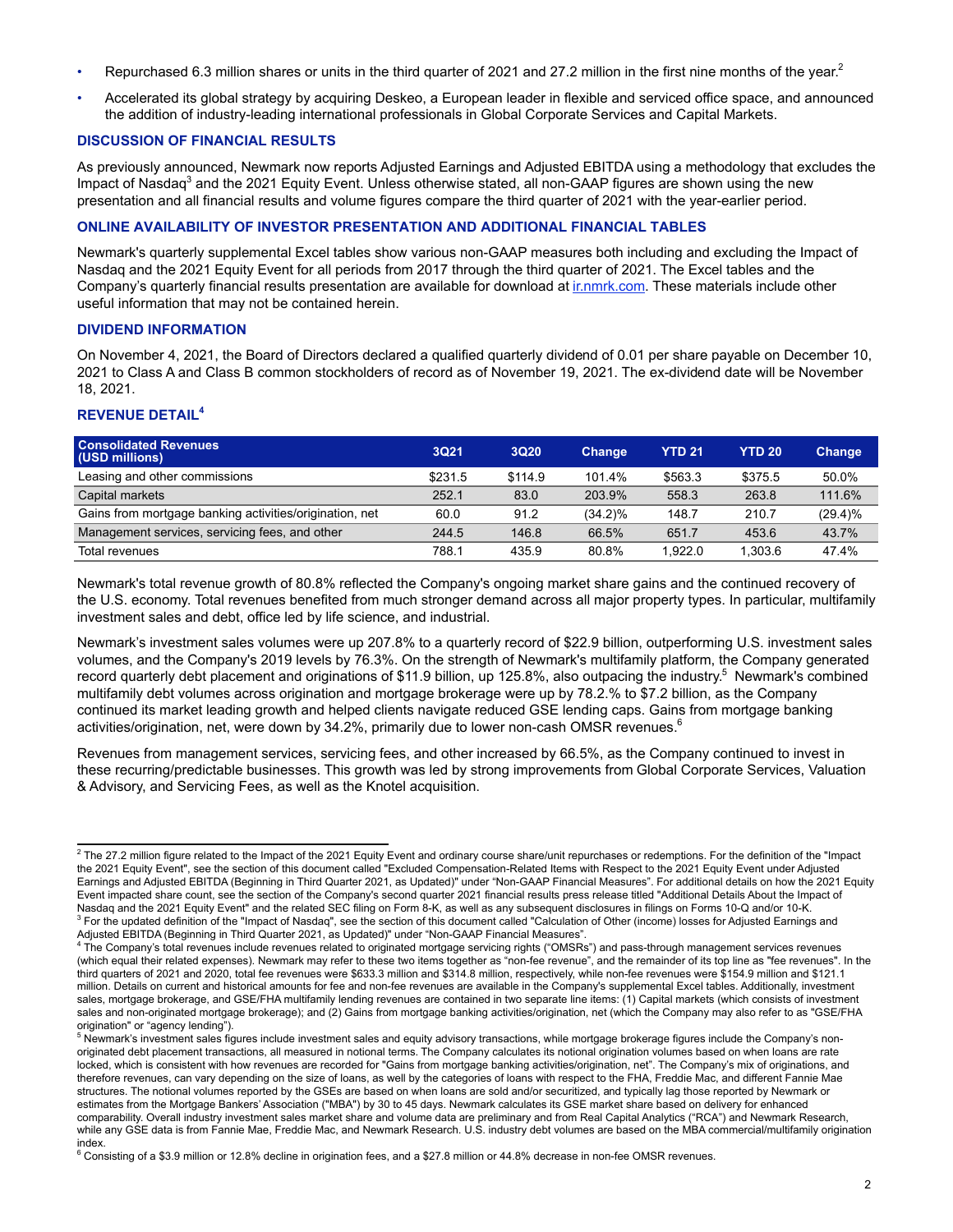- Repurchased 6.3 million shares or units in the third quarter of 2021 and 27.2 million in the first nine months of the year.[2]
- Accelerated its global strategy by acquiring Deskeo, a European leader in flexible and serviced office space, and announced the addition of industry-leading international professionals in Global Corporate Services and Capital Markets.

## DISCUSSION OF FINANCIAL RESULTS

As previously announced, Newmark now reports Adjusted Earnings and Adjusted EBITDA using a methodology that excludes the Impact of Nasdaq[3] and the 2021 Equity Event. Unless otherwise stated, all non-GAAP figures are shown using the new presentation and all financial results and volume figures compare the third quarter of 2021 with the year-earlier period.

## ONLINE AVAILABILITY OF INVESTOR PRESENTATION AND ADDITIONAL FINANCIAL TABLES

Newmark's quarterly supplemental Excel tables show various non-GAAP measures both including and excluding the Impact of Nasdaq and the 2021 Equity Event for all periods from 2017 through the third quarter of 2021. The Excel tables and the Company's quarterly financial results presentation are available for download at ir.nmrk.com. These materials include other useful information that may not be contained herein.

## DIVIDEND INFORMATION

On November 4, 2021, the Board of Directors declared a qualified quarterly dividend of 0.01 per share payable on December 10, 2021 to Class A and Class B common stockholders of record as of November 19, 2021. The ex-dividend date will be November 18, 2021.

## REVENUE DETAIL[4]

| Consolidated Revenues (USD millions) | 3Q21 | 3Q20 | Change | YTD 21 | YTD 20 | Change |
|---|---|---|---|---|---|---|
| Leasing and other commissions | $231.5 | $114.9 | 101.4% | $563.3 | $375.5 | 50.0% |
| Capital markets | 252.1 | 83.0 | 203.9% | 558.3 | 263.8 | 111.6% |
| Gains from mortgage banking activities/origination, net | 60.0 | 91.2 | (34.2)% | 148.7 | 210.7 | (29.4)% |
| Management services, servicing fees, and other | 244.5 | 146.8 | 66.5% | 651.7 | 453.6 | 43.7% |
| Total revenues | 788.1 | 435.9 | 80.8% | 1,922.0 | 1,303.6 | 47.4% |

Newmark's total revenue growth of 80.8% reflected the Company's ongoing market share gains and the continued recovery of the U.S. economy. Total revenues benefited from much stronger demand across all major property types. In particular, multifamily investment sales and debt, office led by life science, and industrial.

Newmark's investment sales volumes were up 207.8% to a quarterly record of $22.9 billion, outperforming U.S. investment sales volumes, and the Company's 2019 levels by 76.3%. On the strength of Newmark's multifamily platform, the Company generated record quarterly debt placement and originations of $11.9 billion, up 125.8%, also outpacing the industry.[5] Newmark's combined multifamily debt volumes across origination and mortgage brokerage were up by 78.2% to $7.2 billion, as the Company continued its market leading growth and helped clients navigate reduced GSE lending caps. Gains from mortgage banking activities/origination, net, were down by 34.2%, primarily due to lower non-cash OMSR revenues.[6]

Revenues from management services, servicing fees, and other increased by 66.5%, as the Company continued to invest in these recurring/predictable businesses. This growth was led by strong improvements from Global Corporate Services, Valuation & Advisory, and Servicing Fees, as well as the Knotel acquisition.

---

[2] The 27.2 million figure related to the Impact of the 2021 Equity Event and ordinary course share/unit repurchases or redemptions. For the definition of the "Impact the 2021 Equity Event", see the section of this document called "Excluded Compensation-Related Items with Respect to the 2021 Equity Event under Adjusted Earnings and Adjusted EBITDA (Beginning in Third Quarter 2021, as Updated)" under "Non-GAAP Financial Measures". For additional details on how the 2021 Equity Event impacted share count, see the section of the Company's second quarter 2021 financial results press release titled "Additional Details About the Impact of Nasdaq and the 2021 Equity Event" and the related SEC filing on Form 8-K, as well as any subsequent disclosures in filings on Forms 10-Q and/or 10-K.

[3] For the updated definition of the "Impact of Nasdaq", see the section of this document called "Calculation of Other (income) losses for Adjusted Earnings and Adjusted EBITDA (Beginning in Third Quarter 2021, as Updated)" under "Non-GAAP Financial Measures".

[4] The Company's total revenues include revenues related to originated mortgage servicing rights ("OMSRs") and pass-through management services revenues (which equal their related expenses). Newmark may refer to these two items together as "non-fee revenue", and the remainder of its top line as "fee revenues". In the third quarters of 2021 and 2020, total fee revenues were $633.3 million and $314.8 million, respectively, while non-fee revenues were $154.9 million and $121.1 million. Details on current and historical amounts for fee and non-fee revenues are available in the Company's supplemental Excel tables. Additionally, investment sales, mortgage brokerage, and GSE/FHA multifamily lending revenues are contained in two separate line items: (1) Capital markets (which consists of investment sales and non-originated mortgage brokerage); and (2) Gains from mortgage banking activities/origination, net (which the Company may also refer to as "GSE/FHA origination" or "agency lending").

[5] Newmark's investment sales figures include investment sales and equity advisory transactions, while mortgage brokerage figures include the Company's non-originated debt placement transactions, all measured in notional terms. The Company calculates its notional origination volumes based on when loans are rate locked, which is consistent with how revenues are recorded for "Gains from mortgage banking activities/origination, net". The Company's mix of originations, and therefore revenues, can vary depending on the size of loans, as well by the categories of loans with respect to the FHA, Freddie Mac, and different Fannie Mae structures. The notional volumes reported by the GSEs are based on when loans are sold and/or securitized, and typically lag those reported by Newmark or estimates from the Mortgage Bankers' Association ("MBA") by 30 to 45 days. Newmark calculates its GSE market share based on delivery for enhanced comparability. Overall industry investment sales market share and volume data are preliminary and from Real Capital Analytics ("RCA") and Newmark Research, while any GSE data is from Fannie Mae, Freddie Mac, and Newmark Research. U.S. industry debt volumes are based on the MBA commercial/multifamily origination index.

[6] Consisting of a $3.9 million or 12.8% decline in origination fees, and a $27.8 million or 44.8% decrease in non-fee OMSR revenues.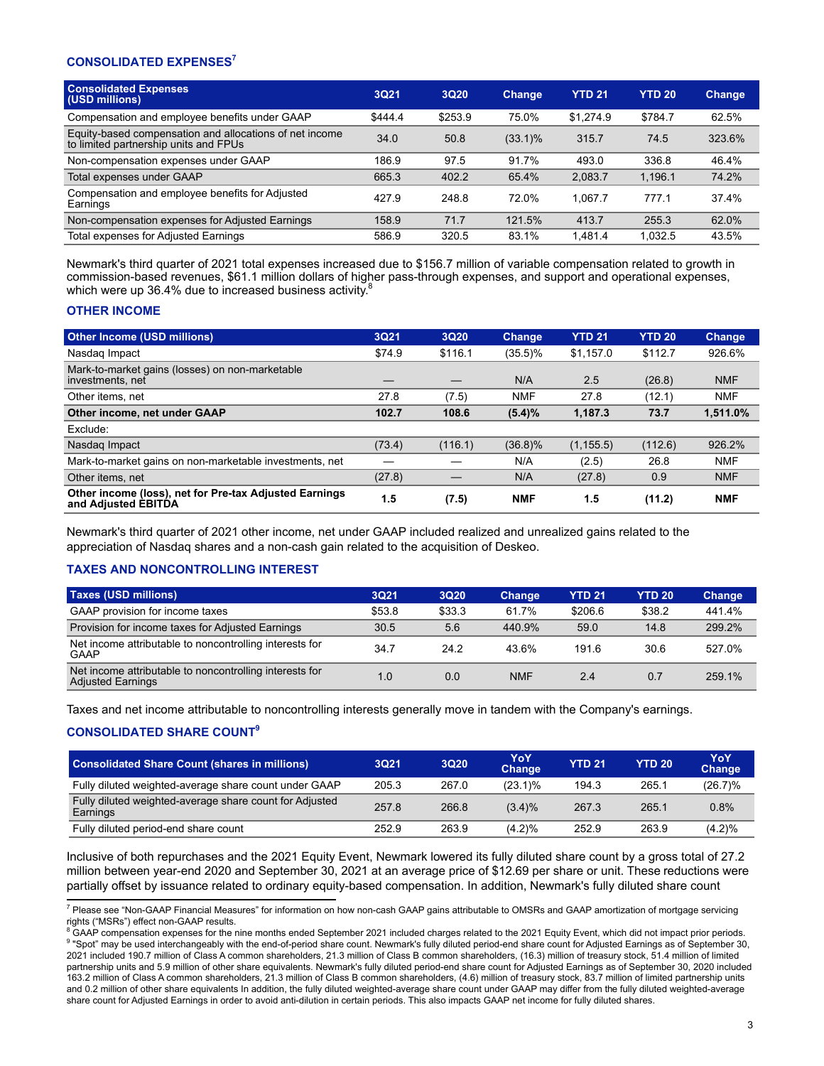## CONSOLIDATED EXPENSES[7]

| Consolidated Expenses (USD millions) | 3Q21 | 3Q20 | Change | YTD 21 | YTD 20 | Change |
|---|---|---|---|---|---|---|
| Compensation and employee benefits under GAAP | $444.4 | $253.9 | 75.0% | $1,274.9 | $784.7 | 62.5% |
| Equity-based compensation and allocations of net income to limited partnership units and FPUs | 34.0 | 50.8 | (33.1)% | 315.7 | 74.5 | 323.6% |
| Non-compensation expenses under GAAP | 186.9 | 97.5 | 91.7% | 493.0 | 336.8 | 46.4% |
| Total expenses under GAAP | 665.3 | 402.2 | 65.4% | 2,083.7 | 1,196.1 | 74.2% |
| Compensation and employee benefits for Adjusted Earnings | 427.9 | 248.8 | 72.0% | 1,067.7 | 777.1 | 37.4% |
| Non-compensation expenses for Adjusted Earnings | 158.9 | 71.7 | 121.5% | 413.7 | 255.3 | 62.0% |
| Total expenses for Adjusted Earnings | 586.9 | 320.5 | 83.1% | 1,481.4 | 1,032.5 | 43.5% |

Newmark's third quarter of 2021 total expenses increased due to $156.7 million of variable compensation related to growth in commission-based revenues, $61.1 million dollars of higher pass-through expenses, and support and operational expenses, which were up 36.4% due to increased business activity.[8]

## OTHER INCOME

| Other Income (USD millions) | 3Q21 | 3Q20 | Change | YTD 21 | YTD 20 | Change |
|---|---|---|---|---|---|---|
| Nasdaq Impact | $74.9 | $116.1 | (35.5)% | $1,157.0 | $112.7 | 926.6% |
| Mark-to-market gains (losses) on non-marketable investments, net | — | — | N/A | 2.5 | (26.8) | NMF |
| Other items, net | 27.8 | (7.5) | NMF | 27.8 | (12.1) | NMF |
| **Other income, net under GAAP** | **102.7** | **108.6** | **(5.4)%** | **1,187.3** | **73.7** | **1,511.0%** |
| Exclude: | | | | | | |
| Nasdaq Impact | (73.4) | (116.1) | (36.8)% | (1,155.5) | (112.6) | 926.2% |
| Mark-to-market gains on non-marketable investments, net | — | — | N/A | (2.5) | 26.8 | NMF |
| Other items, net | (27.8) | — | N/A | (27.8) | 0.9 | NMF |
| **Other income (loss), net for Pre-tax Adjusted Earnings and Adjusted EBITDA** | **1.5** | **(7.5)** | **NMF** | **1.5** | **(11.2)** | **NMF** |

Newmark's third quarter of 2021 other income, net under GAAP included realized and unrealized gains related to the appreciation of Nasdaq shares and a non-cash gain related to the acquisition of Deskeo.

## TAXES AND NONCONTROLLING INTEREST

| Taxes (USD millions) | 3Q21 | 3Q20 | Change | YTD 21 | YTD 20 | Change |
|---|---|---|---|---|---|---|
| GAAP provision for income taxes | $53.8 | $33.3 | 61.7% | $206.6 | $38.2 | 441.4% |
| Provision for income taxes for Adjusted Earnings | 30.5 | 5.6 | 440.9% | 59.0 | 14.8 | 299.2% |
| Net income attributable to noncontrolling interests for GAAP | 34.7 | 24.2 | 43.6% | 191.6 | 30.6 | 527.0% |
| Net income attributable to noncontrolling interests for Adjusted Earnings | 1.0 | 0.0 | NMF | 2.4 | 0.7 | 259.1% |

Taxes and net income attributable to noncontrolling interests generally move in tandem with the Company's earnings.

## CONSOLIDATED SHARE COUNT[9]

| Consolidated Share Count (shares in millions) | 3Q21 | 3Q20 | YoY Change | YTD 21 | YTD 20 | YoY Change |
|---|---|---|---|---|---|---|
| Fully diluted weighted-average share count under GAAP | 205.3 | 267.0 | (23.1)% | 194.3 | 265.1 | (26.7)% |
| Fully diluted weighted-average share count for Adjusted Earnings | 257.8 | 266.8 | (3.4)% | 267.3 | 265.1 | 0.8% |
| Fully diluted period-end share count | 252.9 | 263.9 | (4.2)% | 252.9 | 263.9 | (4.2)% |

Inclusive of both repurchases and the 2021 Equity Event, Newmark lowered its fully diluted share count by a gross total of 27.2 million between year-end 2020 and September 30, 2021 at an average price of $12.69 per share or unit. These reductions were partially offset by issuance related to ordinary equity-based compensation. In addition, Newmark's fully diluted share count

---

[7] Please see "Non-GAAP Financial Measures" for information on how non-cash GAAP gains attributable to OMSRs and GAAP amortization of mortgage servicing rights ("MSRs") effect non-GAAP results.

[8] GAAP compensation expenses for the nine months ended September 2021 included charges related to the 2021 Equity Event, which did not impact prior periods.

[9] "Spot" may be used interchangeably with the end-of-period share count. Newmark's fully diluted period-end share count for Adjusted Earnings as of September 30, 2021 included 190.7 million of Class A common shareholders, 21.3 million of Class B common shareholders, (16.3) million of treasury stock, 51.4 million of limited partnership units and 5.9 million of other share equivalents. Newmark's fully diluted period-end share count for Adjusted Earnings as of September 30, 2020 included 163.2 million of Class A common shareholders, 21.3 million of Class B common shareholders, (4.6) million of treasury stock, 83.7 million of limited partnership units and 0.2 million of other share equivalents In addition, the fully diluted weighted-average share count under GAAP may differ from the fully diluted weighted-average share count for Adjusted Earnings in order to avoid anti-dilution in certain periods. This also impacts GAAP net income for fully diluted shares.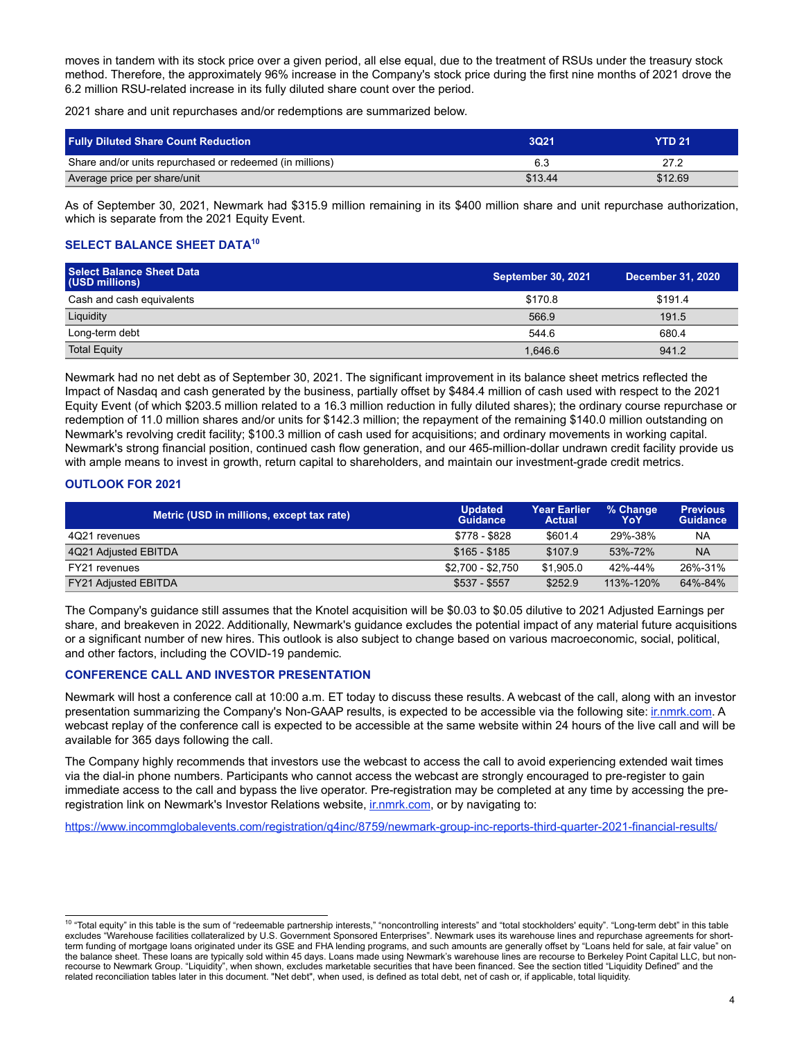moves in tandem with its stock price over a given period, all else equal, due to the treatment of RSUs under the treasury stock method. Therefore, the approximately 96% increase in the Company's stock price during the first nine months of 2021 drove the 6.2 million RSU-related increase in its fully diluted share count over the period.

2021 share and unit repurchases and/or redemptions are summarized below.

| Fully Diluted Share Count Reduction | 3Q21 | YTD 21 |
|---|---|---|
| Share and/or units repurchased or redeemed (in millions) | 6.3 | 27.2 |
| Average price per share/unit | $13.44 | $12.69 |

As of September 30, 2021, Newmark had $315.9 million remaining in its $400 million share and unit repurchase authorization, which is separate from the 2021 Equity Event.

### SELECT BALANCE SHEET DATA[10]

| Select Balance Sheet Data (USD millions) | September 30, 2021 | December 31, 2020 |
|---|---|---|
| Cash and cash equivalents | $170.8 | $191.4 |
| Liquidity | 566.9 | 191.5 |
| Long-term debt | 544.6 | 680.4 |
| Total Equity | 1,646.6 | 941.2 |

Newmark had no net debt as of September 30, 2021. The significant improvement in its balance sheet metrics reflected the Impact of Nasdaq and cash generated by the business, partially offset by $484.4 million of cash used with respect to the 2021 Equity Event (of which $203.5 million related to a 16.3 million reduction in fully diluted shares); the ordinary course repurchase or redemption of 11.0 million shares and/or units for $142.3 million; the repayment of the remaining $140.0 million outstanding on Newmark's revolving credit facility; $100.3 million of cash used for acquisitions; and ordinary movements in working capital. Newmark's strong financial position, continued cash flow generation, and our 465-million-dollar undrawn credit facility provide us with ample means to invest in growth, return capital to shareholders, and maintain our investment-grade credit metrics.

### OUTLOOK FOR 2021

| Metric (USD in millions, except tax rate) | Updated Guidance | Year Earlier Actual | % Change YoY | Previous Guidance |
|---|---|---|---|---|
| 4Q21 revenues | $778 - $828 | $601.4 | 29%-38% | NA |
| 4Q21 Adjusted EBITDA | $165 - $185 | $107.9 | 53%-72% | NA |
| FY21 revenues | $2,700 - $2,750 | $1,905.0 | 42%-44% | 26%-31% |
| FY21 Adjusted EBITDA | $537 - $557 | $252.9 | 113%-120% | 64%-84% |

The Company's guidance still assumes that the Knotel acquisition will be $0.03 to $0.05 dilutive to 2021 Adjusted Earnings per share, and breakeven in 2022. Additionally, Newmark's guidance excludes the potential impact of any material future acquisitions or a significant number of new hires. This outlook is also subject to change based on various macroeconomic, social, political, and other factors, including the COVID-19 pandemic.

### CONFERENCE CALL AND INVESTOR PRESENTATION

Newmark will host a conference call at 10:00 a.m. ET today to discuss these results. A webcast of the call, along with an investor presentation summarizing the Company's Non-GAAP results, is expected to be accessible via the following site: ir.nmrk.com. A webcast replay of the conference call is expected to be accessible at the same website within 24 hours of the live call and will be available for 365 days following the call.

The Company highly recommends that investors use the webcast to access the call to avoid experiencing extended wait times via the dial-in phone numbers. Participants who cannot access the webcast are strongly encouraged to pre-register to gain immediate access to the call and bypass the live operator. Pre-registration may be completed at any time by accessing the pre-registration link on Newmark's Investor Relations website, ir.nmrk.com, or by navigating to:

https://www.incommglobalevents.com/registration/q4inc/8759/newmark-group-inc-reports-third-quarter-2021-financial-results/

---

[10] "Total equity" in this table is the sum of "redeemable partnership interests," "noncontrolling interests" and "total stockholders' equity". "Long-term debt" in this table excludes "Warehouse facilities collateralized by U.S. Government Sponsored Enterprises". Newmark uses its warehouse lines and repurchase agreements for short-term funding of mortgage loans originated under its GSE and FHA lending programs, and such amounts are generally offset by "Loans held for sale, at fair value" on the balance sheet. These loans are typically sold within 45 days. Loans made using Newmark's warehouse lines are recourse to Berkeley Point Capital LLC, but non-recourse to Newmark Group. "Liquidity", when shown, excludes marketable securities that have been financed. See the section titled "Liquidity Defined" and the related reconciliation tables later in this document. "Net debt", when used, is defined as total debt, net of cash or, if applicable, total liquidity.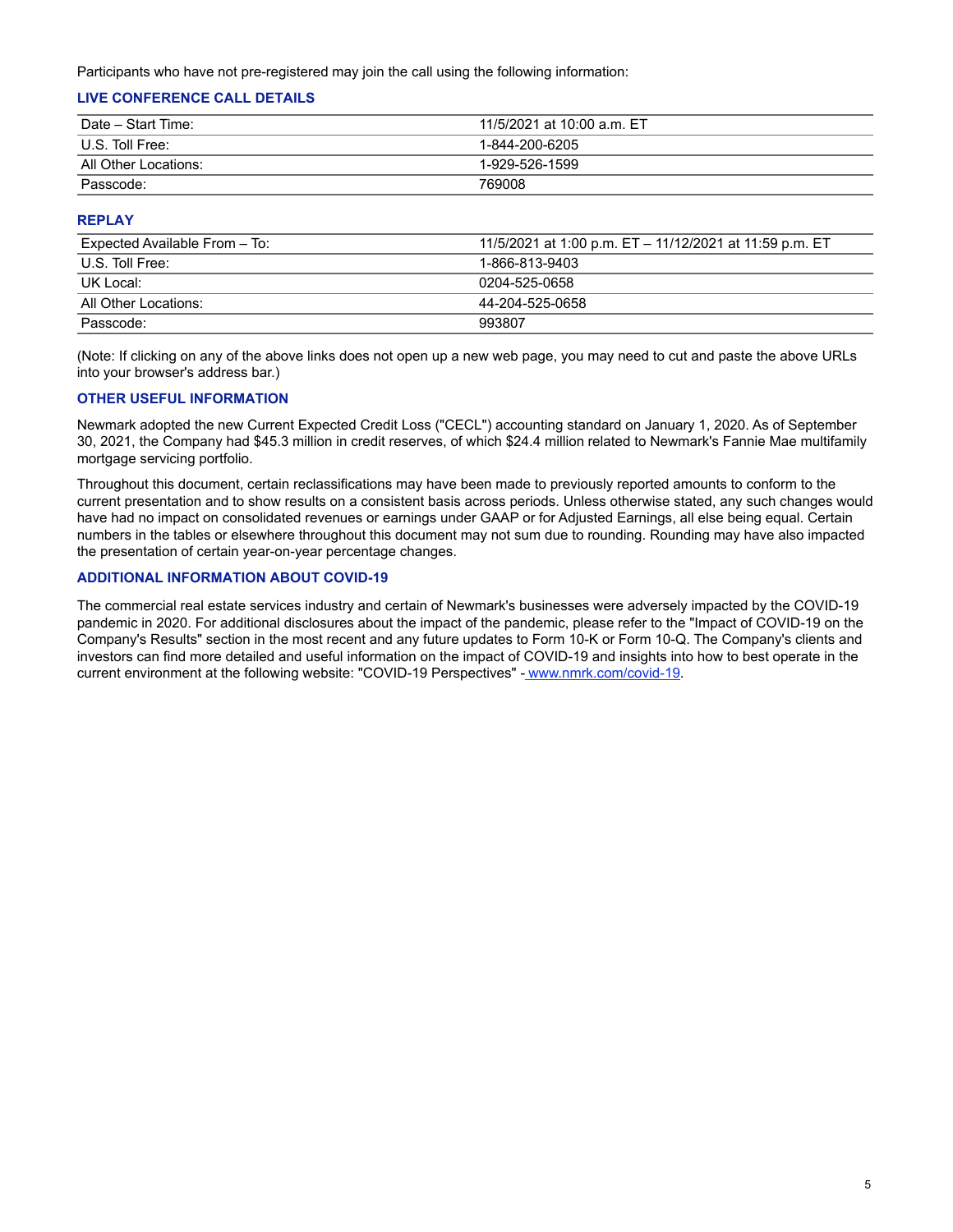Participants who have not pre-registered may join the call using the following information:

### LIVE CONFERENCE CALL DETAILS

| | |
|---|---|
| Date – Start Time: | 11/5/2021 at 10:00 a.m. ET |
| U.S. Toll Free: | 1-844-200-6205 |
| All Other Locations: | 1-929-526-1599 |
| Passcode: | 769008 |

### REPLAY

| | |
|---|---|
| Expected Available From – To: | 11/5/2021 at 1:00 p.m. ET – 11/12/2021 at 11:59 p.m. ET |
| U.S. Toll Free: | 1-866-813-9403 |
| UK Local: | 0204-525-0658 |
| All Other Locations: | 44-204-525-0658 |
| Passcode: | 993807 |

(Note: If clicking on any of the above links does not open up a new web page, you may need to cut and paste the above URLs into your browser's address bar.)

### OTHER USEFUL INFORMATION

Newmark adopted the new Current Expected Credit Loss ("CECL") accounting standard on January 1, 2020. As of September 30, 2021, the Company had $45.3 million in credit reserves, of which $24.4 million related to Newmark's Fannie Mae multifamily mortgage servicing portfolio.

Throughout this document, certain reclassifications may have been made to previously reported amounts to conform to the current presentation and to show results on a consistent basis across periods. Unless otherwise stated, any such changes would have had no impact on consolidated revenues or earnings under GAAP or for Adjusted Earnings, all else being equal. Certain numbers in the tables or elsewhere throughout this document may not sum due to rounding. Rounding may have also impacted the presentation of certain year-on-year percentage changes.

### ADDITIONAL INFORMATION ABOUT COVID-19

The commercial real estate services industry and certain of Newmark's businesses were adversely impacted by the COVID-19 pandemic in 2020. For additional disclosures about the impact of the pandemic, please refer to the "Impact of COVID-19 on the Company's Results" section in the most recent and any future updates to Form 10-K or Form 10-Q. The Company's clients and investors can find more detailed and useful information on the impact of COVID-19 and insights into how to best operate in the current environment at the following website: "COVID-19 Perspectives" - www.nmrk.com/covid-19.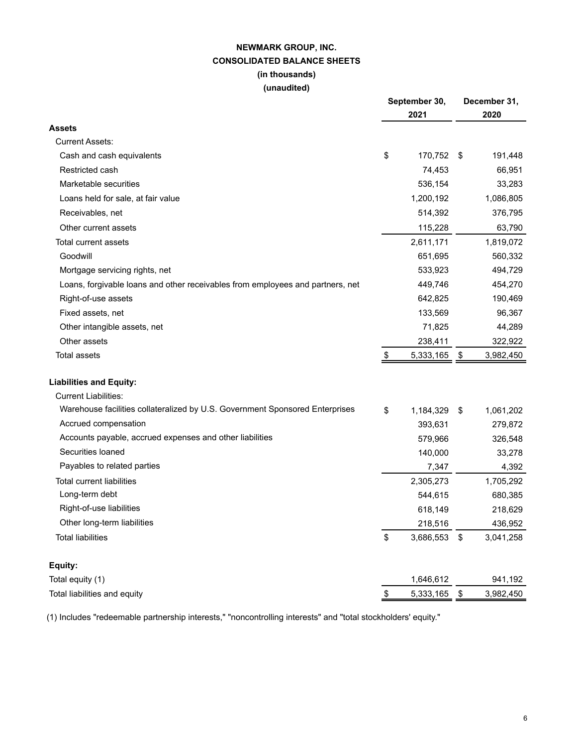**NEWMARK GROUP, INC.**
**CONSOLIDATED BALANCE SHEETS**
**(in thousands)**
**(unaudited)**

| | September 30, 2021 | December 31, 2020 |
|---|---|---|
| **Assets** | | |
| Current Assets: | | |
| Cash and cash equivalents | $ 170,752 | $ 191,448 |
| Restricted cash | 74,453 | 66,951 |
| Marketable securities | 536,154 | 33,283 |
| Loans held for sale, at fair value | 1,200,192 | 1,086,805 |
| Receivables, net | 514,392 | 376,795 |
| Other current assets | 115,228 | 63,790 |
| Total current assets | 2,611,171 | 1,819,072 |
| Goodwill | 651,695 | 560,332 |
| Mortgage servicing rights, net | 533,923 | 494,729 |
| Loans, forgivable loans and other receivables from employees and partners, net | 449,746 | 454,270 |
| Right-of-use assets | 642,825 | 190,469 |
| Fixed assets, net | 133,569 | 96,367 |
| Other intangible assets, net | 71,825 | 44,289 |
| Other assets | 238,411 | 322,922 |
| Total assets | $ 5,333,165 | $ 3,982,450 |
| **Liabilities and Equity:** | | |
| Current Liabilities: | | |
| Warehouse facilities collateralized by U.S. Government Sponsored Enterprises | $ 1,184,329 | $ 1,061,202 |
| Accrued compensation | 393,631 | 279,872 |
| Accounts payable, accrued expenses and other liabilities | 579,966 | 326,548 |
| Securities loaned | 140,000 | 33,278 |
| Payables to related parties | 7,347 | 4,392 |
| Total current liabilities | 2,305,273 | 1,705,292 |
| Long-term debt | 544,615 | 680,385 |
| Right-of-use liabilities | 618,149 | 218,629 |
| Other long-term liabilities | 218,516 | 436,952 |
| Total liabilities | $ 3,686,553 | $ 3,041,258 |
| **Equity:** | | |
| Total equity (1) | 1,646,612 | 941,192 |
| Total liabilities and equity | $ 5,333,165 | $ 3,982,450 |

(1) Includes "redeemable partnership interests," "noncontrolling interests" and "total stockholders' equity."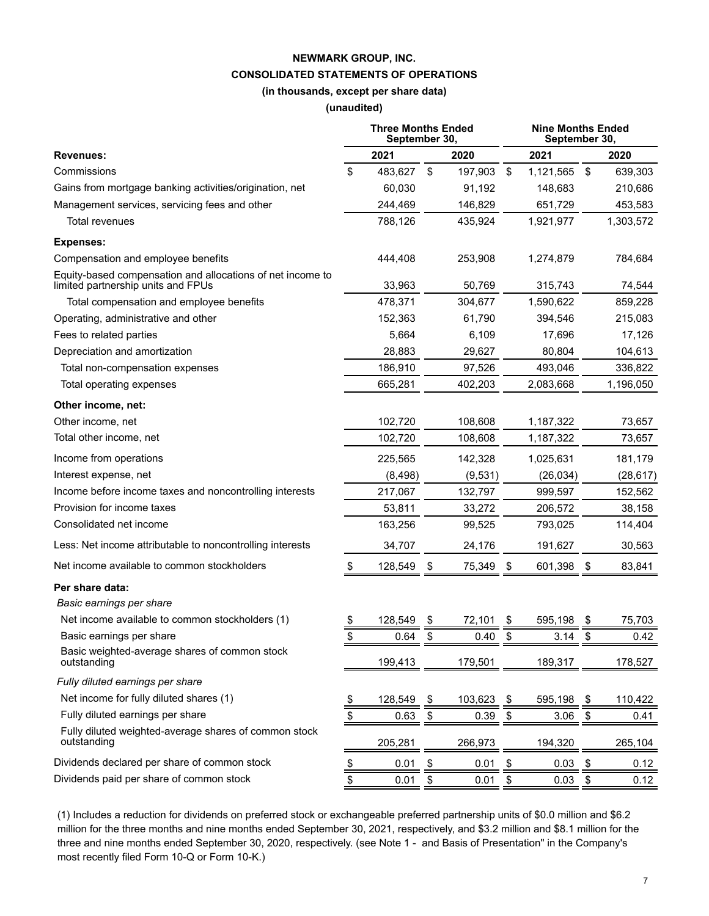# NEWMARK GROUP, INC.

## CONSOLIDATED STATEMENTS OF OPERATIONS

### (in thousands, except per share data)

### (unaudited)

| | Three Months Ended September 30, | | Nine Months Ended September 30, | |
|---|---|---|---|---|
| | 2021 | 2020 | 2021 | 2020 |
| **Revenues:** | | | | |
| Commissions | $ 483,627 | $ 197,903 | $ 1,121,565 | $ 639,303 |
| Gains from mortgage banking activities/origination, net | 60,030 | 91,192 | 148,683 | 210,686 |
| Management services, servicing fees and other | 244,469 | 146,829 | 651,729 | 453,583 |
| Total revenues | 788,126 | 435,924 | 1,921,977 | 1,303,572 |
| **Expenses:** | | | | |
| Compensation and employee benefits | 444,408 | 253,908 | 1,274,879 | 784,684 |
| Equity-based compensation and allocations of net income to limited partnership units and FPUs | 33,963 | 50,769 | 315,743 | 74,544 |
| Total compensation and employee benefits | 478,371 | 304,677 | 1,590,622 | 859,228 |
| Operating, administrative and other | 152,363 | 61,790 | 394,546 | 215,083 |
| Fees to related parties | 5,664 | 6,109 | 17,696 | 17,126 |
| Depreciation and amortization | 28,883 | 29,627 | 80,804 | 104,613 |
| Total non-compensation expenses | 186,910 | 97,526 | 493,046 | 336,822 |
| Total operating expenses | 665,281 | 402,203 | 2,083,668 | 1,196,050 |
| **Other income, net:** | | | | |
| Other income, net | 102,720 | 108,608 | 1,187,322 | 73,657 |
| Total other income, net | 102,720 | 108,608 | 1,187,322 | 73,657 |
| Income from operations | 225,565 | 142,328 | 1,025,631 | 181,179 |
| Interest expense, net | (8,498) | (9,531) | (26,034) | (28,617) |
| Income before income taxes and noncontrolling interests | 217,067 | 132,797 | 999,597 | 152,562 |
| Provision for income taxes | 53,811 | 33,272 | 206,572 | 38,158 |
| Consolidated net income | 163,256 | 99,525 | 793,025 | 114,404 |
| Less: Net income attributable to noncontrolling interests | 34,707 | 24,176 | 191,627 | 30,563 |
| Net income available to common stockholders | $ 128,549 | $ 75,349 | $ 601,398 | $ 83,841 |
| **Per share data:** | | | | |
| *Basic earnings per share* | | | | |
| Net income available to common stockholders (1) | $ 128,549 | $ 72,101 | $ 595,198 | $ 75,703 |
| Basic earnings per share | $ 0.64 | $ 0.40 | $ 3.14 | $ 0.42 |
| Basic weighted-average shares of common stock outstanding | 199,413 | 179,501 | 189,317 | 178,527 |
| *Fully diluted earnings per share* | | | | |
| Net income for fully diluted shares (1) | $ 128,549 | $ 103,623 | $ 595,198 | $ 110,422 |
| Fully diluted earnings per share | $ 0.63 | $ 0.39 | $ 3.06 | $ 0.41 |
| Fully diluted weighted-average shares of common stock outstanding | 205,281 | 266,973 | 194,320 | 265,104 |
| Dividends declared per share of common stock | $ 0.01 | $ 0.01 | $ 0.03 | $ 0.12 |
| Dividends paid per share of common stock | $ 0.01 | $ 0.01 | $ 0.03 | $ 0.12 |

(1) Includes a reduction for dividends on preferred stock or exchangeable preferred partnership units of $0.0 million and $6.2 million for the three months and nine months ended September 30, 2021, respectively, and $3.2 million and $8.1 million for the three and nine months ended September 30, 2020, respectively. (see Note 1 - and Basis of Presentation" in the Company's most recently filed Form 10-Q or Form 10-K.)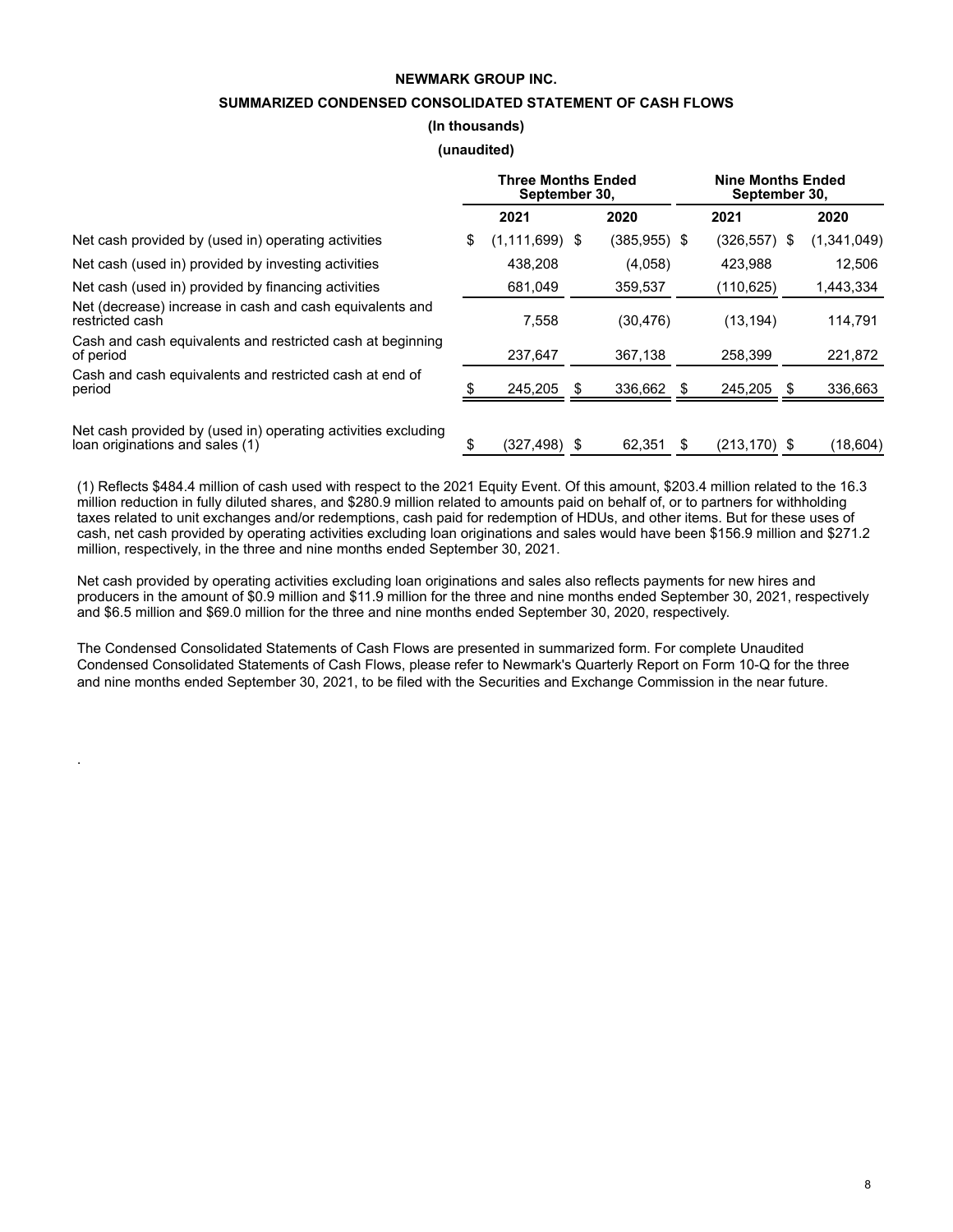**NEWMARK GROUP INC.**

**SUMMARIZED CONDENSED CONSOLIDATED STATEMENT OF CASH FLOWS**

**(In thousands)**

**(unaudited)**

| | Three Months Ended September 30, | | Nine Months Ended September 30, | |
|---|---|---|---|---|
| | 2021 | 2020 | 2021 | 2020 |
| Net cash provided by (used in) operating activities | $ (1,111,699) | $ (385,955) | $ (326,557) | $ (1,341,049) |
| Net cash (used in) provided by investing activities | 438,208 | (4,058) | 423,988 | 12,506 |
| Net cash (used in) provided by financing activities | 681,049 | 359,537 | (110,625) | 1,443,334 |
| Net (decrease) increase in cash and cash equivalents and restricted cash | 7,558 | (30,476) | (13,194) | 114,791 |
| Cash and cash equivalents and restricted cash at beginning of period | 237,647 | 367,138 | 258,399 | 221,872 |
| Cash and cash equivalents and restricted cash at end of period | $ 245,205 | $ 336,662 | $ 245,205 | $ 336,663 |
| | | | | |
| Net cash provided by (used in) operating activities excluding loan originations and sales (1) | $ (327,498) | $ 62,351 | $ (213,170) | $ (18,604) |

(1) Reflects $484.4 million of cash used with respect to the 2021 Equity Event. Of this amount, $203.4 million related to the 16.3 million reduction in fully diluted shares, and $280.9 million related to amounts paid on behalf of, or to partners for withholding taxes related to unit exchanges and/or redemptions, cash paid for redemption of HDUs, and other items. But for these uses of cash, net cash provided by operating activities excluding loan originations and sales would have been $156.9 million and $271.2 million, respectively, in the three and nine months ended September 30, 2021.

Net cash provided by operating activities excluding loan originations and sales also reflects payments for new hires and producers in the amount of $0.9 million and $11.9 million for the three and nine months ended September 30, 2021, respectively and $6.5 million and $69.0 million for the three and nine months ended September 30, 2020, respectively.

The Condensed Consolidated Statements of Cash Flows are presented in summarized form. For complete Unaudited Condensed Consolidated Statements of Cash Flows, please refer to Newmark's Quarterly Report on Form 10-Q for the three and nine months ended September 30, 2021, to be filed with the Securities and Exchange Commission in the near future.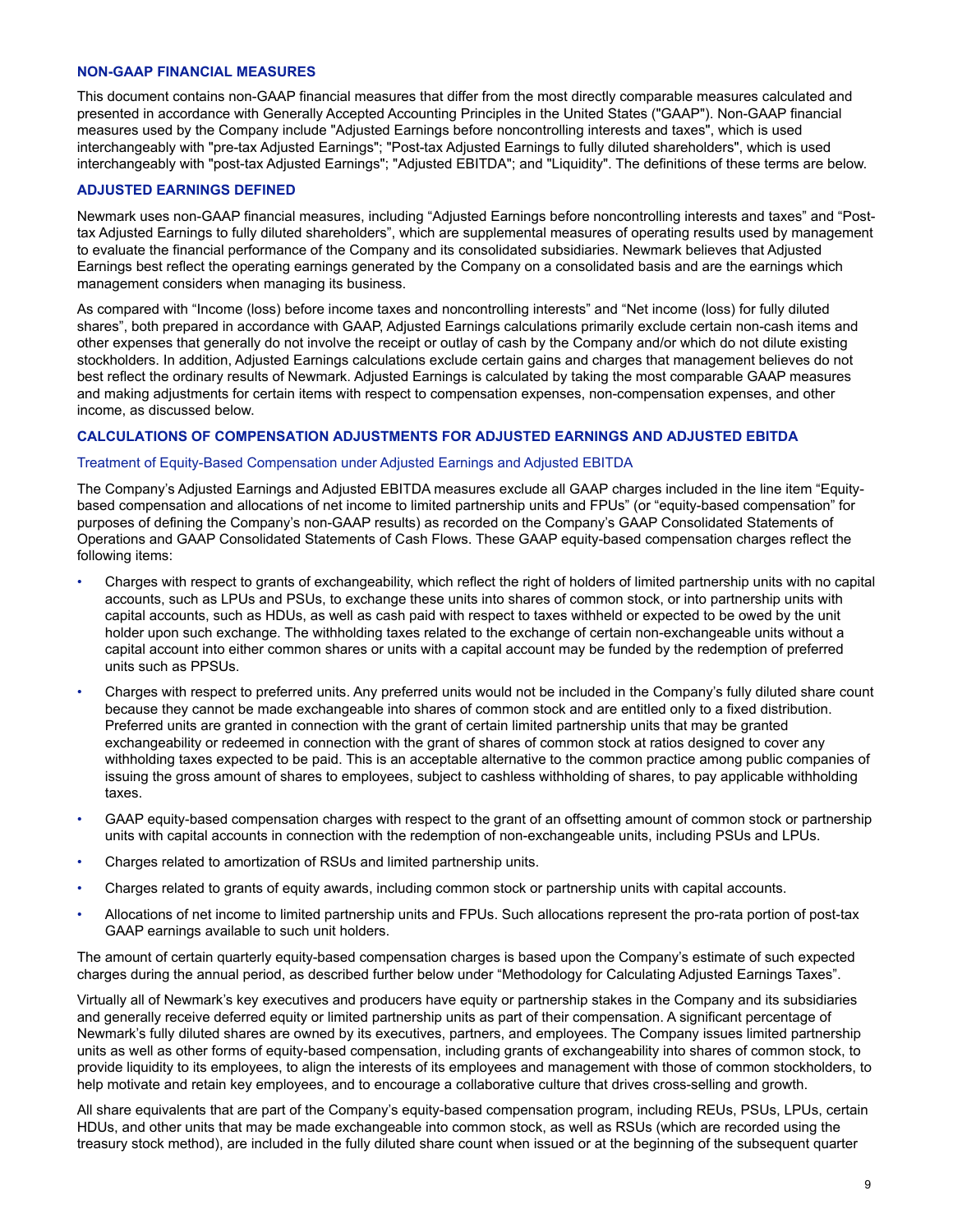## NON-GAAP FINANCIAL MEASURES

This document contains non-GAAP financial measures that differ from the most directly comparable measures calculated and presented in accordance with Generally Accepted Accounting Principles in the United States ("GAAP"). Non-GAAP financial measures used by the Company include "Adjusted Earnings before noncontrolling interests and taxes", which is used interchangeably with "pre-tax Adjusted Earnings"; "Post-tax Adjusted Earnings to fully diluted shareholders", which is used interchangeably with "post-tax Adjusted Earnings"; "Adjusted EBITDA"; and "Liquidity". The definitions of these terms are below.

## ADJUSTED EARNINGS DEFINED

Newmark uses non-GAAP financial measures, including "Adjusted Earnings before noncontrolling interests and taxes" and "Post-tax Adjusted Earnings to fully diluted shareholders", which are supplemental measures of operating results used by management to evaluate the financial performance of the Company and its consolidated subsidiaries. Newmark believes that Adjusted Earnings best reflect the operating earnings generated by the Company on a consolidated basis and are the earnings which management considers when managing its business.

As compared with "Income (loss) before income taxes and noncontrolling interests" and "Net income (loss) for fully diluted shares", both prepared in accordance with GAAP, Adjusted Earnings calculations primarily exclude certain non-cash items and other expenses that generally do not involve the receipt or outlay of cash by the Company and/or which do not dilute existing stockholders. In addition, Adjusted Earnings calculations exclude certain gains and charges that management believes do not best reflect the ordinary results of Newmark. Adjusted Earnings is calculated by taking the most comparable GAAP measures and making adjustments for certain items with respect to compensation expenses, non-compensation expenses, and other income, as discussed below.

## CALCULATIONS OF COMPENSATION ADJUSTMENTS FOR ADJUSTED EARNINGS AND ADJUSTED EBITDA

### Treatment of Equity-Based Compensation under Adjusted Earnings and Adjusted EBITDA

The Company's Adjusted Earnings and Adjusted EBITDA measures exclude all GAAP charges included in the line item "Equity-based compensation and allocations of net income to limited partnership units and FPUs" (or "equity-based compensation" for purposes of defining the Company's non-GAAP results) as recorded on the Company's GAAP Consolidated Statements of Operations and GAAP Consolidated Statements of Cash Flows. These GAAP equity-based compensation charges reflect the following items:

- Charges with respect to grants of exchangeability, which reflect the right of holders of limited partnership units with no capital accounts, such as LPUs and PSUs, to exchange these units into shares of common stock, or into partnership units with capital accounts, such as HDUs, as well as cash paid with respect to taxes withheld or expected to be owed by the unit holder upon such exchange. The withholding taxes related to the exchange of certain non-exchangeable units without a capital account into either common shares or units with a capital account may be funded by the redemption of preferred units such as PPSUs.
- Charges with respect to preferred units. Any preferred units would not be included in the Company's fully diluted share count because they cannot be made exchangeable into shares of common stock and are entitled only to a fixed distribution. Preferred units are granted in connection with the grant of certain limited partnership units that may be granted exchangeability or redeemed in connection with the grant of shares of common stock at ratios designed to cover any withholding taxes expected to be paid. This is an acceptable alternative to the common practice among public companies of issuing the gross amount of shares to employees, subject to cashless withholding of shares, to pay applicable withholding taxes.
- GAAP equity-based compensation charges with respect to the grant of an offsetting amount of common stock or partnership units with capital accounts in connection with the redemption of non-exchangeable units, including PSUs and LPUs.
- Charges related to amortization of RSUs and limited partnership units.
- Charges related to grants of equity awards, including common stock or partnership units with capital accounts.
- Allocations of net income to limited partnership units and FPUs. Such allocations represent the pro-rata portion of post-tax GAAP earnings available to such unit holders.

The amount of certain quarterly equity-based compensation charges is based upon the Company's estimate of such expected charges during the annual period, as described further below under "Methodology for Calculating Adjusted Earnings Taxes".

Virtually all of Newmark's key executives and producers have equity or partnership stakes in the Company and its subsidiaries and generally receive deferred equity or limited partnership units as part of their compensation. A significant percentage of Newmark's fully diluted shares are owned by its executives, partners, and employees. The Company issues limited partnership units as well as other forms of equity-based compensation, including grants of exchangeability into shares of common stock, to provide liquidity to its employees, to align the interests of its employees and management with those of common stockholders, to help motivate and retain key employees, and to encourage a collaborative culture that drives cross-selling and growth.

All share equivalents that are part of the Company's equity-based compensation program, including REUs, PSUs, LPUs, certain HDUs, and other units that may be made exchangeable into common stock, as well as RSUs (which are recorded using the treasury stock method), are included in the fully diluted share count when issued or at the beginning of the subsequent quarter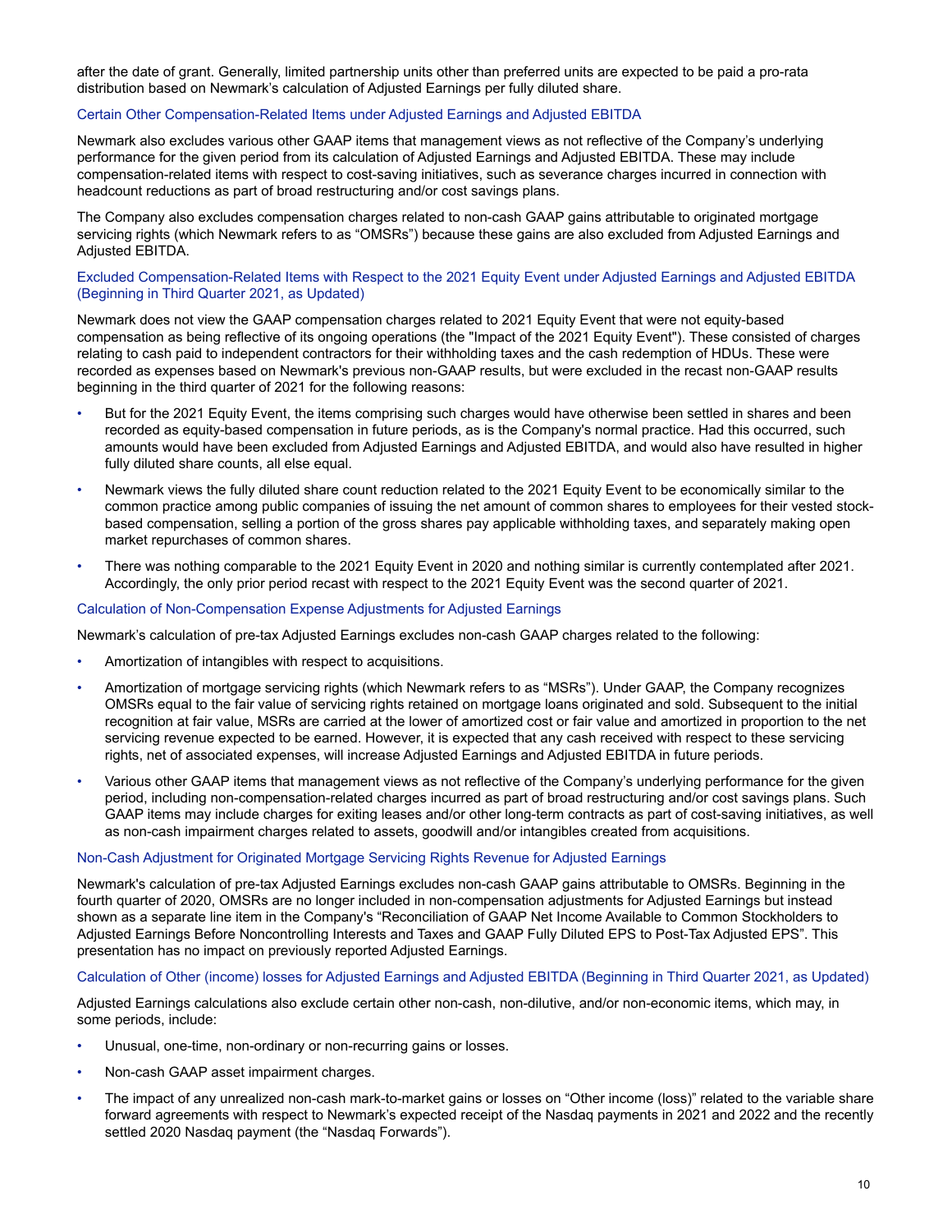after the date of grant. Generally, limited partnership units other than preferred units are expected to be paid a pro-rata distribution based on Newmark's calculation of Adjusted Earnings per fully diluted share.

### Certain Other Compensation-Related Items under Adjusted Earnings and Adjusted EBITDA

Newmark also excludes various other GAAP items that management views as not reflective of the Company's underlying performance for the given period from its calculation of Adjusted Earnings and Adjusted EBITDA. These may include compensation-related items with respect to cost-saving initiatives, such as severance charges incurred in connection with headcount reductions as part of broad restructuring and/or cost savings plans.

The Company also excludes compensation charges related to non-cash GAAP gains attributable to originated mortgage servicing rights (which Newmark refers to as "OMSRs") because these gains are also excluded from Adjusted Earnings and Adjusted EBITDA.

### Excluded Compensation-Related Items with Respect to the 2021 Equity Event under Adjusted Earnings and Adjusted EBITDA (Beginning in Third Quarter 2021, as Updated)

Newmark does not view the GAAP compensation charges related to 2021 Equity Event that were not equity-based compensation as being reflective of its ongoing operations (the "Impact of the 2021 Equity Event"). These consisted of charges relating to cash paid to independent contractors for their withholding taxes and the cash redemption of HDUs. These were recorded as expenses based on Newmark's previous non-GAAP results, but were excluded in the recast non-GAAP results beginning in the third quarter of 2021 for the following reasons:

- But for the 2021 Equity Event, the items comprising such charges would have otherwise been settled in shares and been recorded as equity-based compensation in future periods, as is the Company's normal practice. Had this occurred, such amounts would have been excluded from Adjusted Earnings and Adjusted EBITDA, and would also have resulted in higher fully diluted share counts, all else equal.
- Newmark views the fully diluted share count reduction related to the 2021 Equity Event to be economically similar to the common practice among public companies of issuing the net amount of common shares to employees for their vested stock-based compensation, selling a portion of the gross shares pay applicable withholding taxes, and separately making open market repurchases of common shares.
- There was nothing comparable to the 2021 Equity Event in 2020 and nothing similar is currently contemplated after 2021. Accordingly, the only prior period recast with respect to the 2021 Equity Event was the second quarter of 2021.

### Calculation of Non-Compensation Expense Adjustments for Adjusted Earnings

Newmark's calculation of pre-tax Adjusted Earnings excludes non-cash GAAP charges related to the following:

- Amortization of intangibles with respect to acquisitions.
- Amortization of mortgage servicing rights (which Newmark refers to as "MSRs"). Under GAAP, the Company recognizes OMSRs equal to the fair value of servicing rights retained on mortgage loans originated and sold. Subsequent to the initial recognition at fair value, MSRs are carried at the lower of amortized cost or fair value and amortized in proportion to the net servicing revenue expected to be earned. However, it is expected that any cash received with respect to these servicing rights, net of associated expenses, will increase Adjusted Earnings and Adjusted EBITDA in future periods.
- Various other GAAP items that management views as not reflective of the Company's underlying performance for the given period, including non-compensation-related charges incurred as part of broad restructuring and/or cost savings plans. Such GAAP items may include charges for exiting leases and/or other long-term contracts as part of cost-saving initiatives, as well as non-cash impairment charges related to assets, goodwill and/or intangibles created from acquisitions.

### Non-Cash Adjustment for Originated Mortgage Servicing Rights Revenue for Adjusted Earnings

Newmark's calculation of pre-tax Adjusted Earnings excludes non-cash GAAP gains attributable to OMSRs. Beginning in the fourth quarter of 2020, OMSRs are no longer included in non-compensation adjustments for Adjusted Earnings but instead shown as a separate line item in the Company's "Reconciliation of GAAP Net Income Available to Common Stockholders to Adjusted Earnings Before Noncontrolling Interests and Taxes and GAAP Fully Diluted EPS to Post-Tax Adjusted EPS". This presentation has no impact on previously reported Adjusted Earnings.

### Calculation of Other (income) losses for Adjusted Earnings and Adjusted EBITDA (Beginning in Third Quarter 2021, as Updated)

Adjusted Earnings calculations also exclude certain other non-cash, non-dilutive, and/or non-economic items, which may, in some periods, include:

- Unusual, one-time, non-ordinary or non-recurring gains or losses.
- Non-cash GAAP asset impairment charges.
- The impact of any unrealized non-cash mark-to-market gains or losses on "Other income (loss)" related to the variable share forward agreements with respect to Newmark's expected receipt of the Nasdaq payments in 2021 and 2022 and the recently settled 2020 Nasdaq payment (the "Nasdaq Forwards").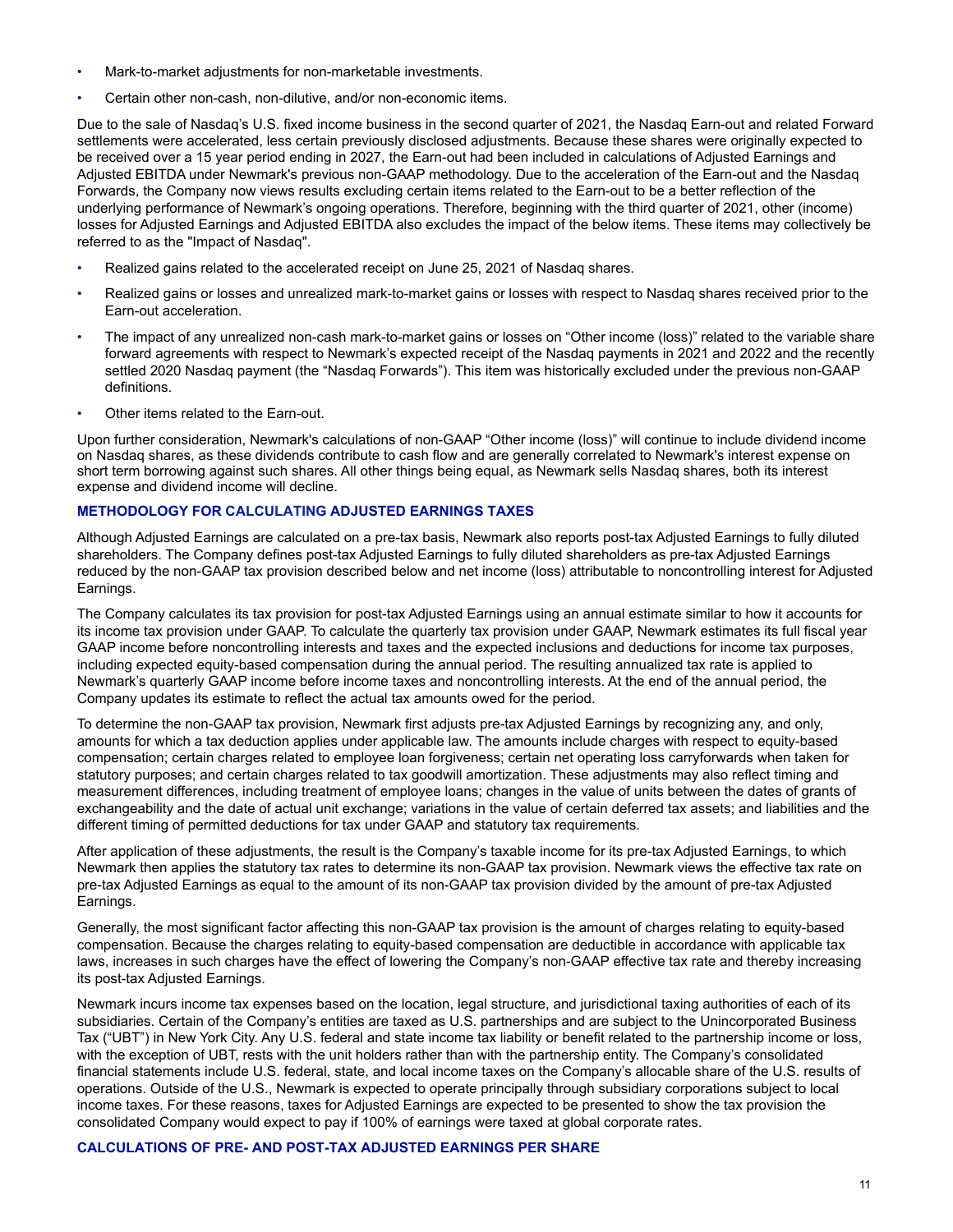- Mark-to-market adjustments for non-marketable investments.
- Certain other non-cash, non-dilutive, and/or non-economic items.

Due to the sale of Nasdaq's U.S. fixed income business in the second quarter of 2021, the Nasdaq Earn-out and related Forward settlements were accelerated, less certain previously disclosed adjustments. Because these shares were originally expected to be received over a 15 year period ending in 2027, the Earn-out had been included in calculations of Adjusted Earnings and Adjusted EBITDA under Newmark's previous non-GAAP methodology. Due to the acceleration of the Earn-out and the Nasdaq Forwards, the Company now views results excluding certain items related to the Earn-out to be a better reflection of the underlying performance of Newmark's ongoing operations. Therefore, beginning with the third quarter of 2021, other (income) losses for Adjusted Earnings and Adjusted EBITDA also excludes the impact of the below items. These items may collectively be referred to as the "Impact of Nasdaq".

- Realized gains related to the accelerated receipt on June 25, 2021 of Nasdaq shares.
- Realized gains or losses and unrealized mark-to-market gains or losses with respect to Nasdaq shares received prior to the Earn-out acceleration.
- The impact of any unrealized non-cash mark-to-market gains or losses on "Other income (loss)" related to the variable share forward agreements with respect to Newmark's expected receipt of the Nasdaq payments in 2021 and 2022 and the recently settled 2020 Nasdaq payment (the "Nasdaq Forwards"). This item was historically excluded under the previous non-GAAP definitions.
- Other items related to the Earn-out.

Upon further consideration, Newmark's calculations of non-GAAP "Other income (loss)" will continue to include dividend income on Nasdaq shares, as these dividends contribute to cash flow and are generally correlated to Newmark's interest expense on short term borrowing against such shares. All other things being equal, as Newmark sells Nasdaq shares, both its interest expense and dividend income will decline.

## METHODOLOGY FOR CALCULATING ADJUSTED EARNINGS TAXES

Although Adjusted Earnings are calculated on a pre-tax basis, Newmark also reports post-tax Adjusted Earnings to fully diluted shareholders. The Company defines post-tax Adjusted Earnings to fully diluted shareholders as pre-tax Adjusted Earnings reduced by the non-GAAP tax provision described below and net income (loss) attributable to noncontrolling interest for Adjusted Earnings.

The Company calculates its tax provision for post-tax Adjusted Earnings using an annual estimate similar to how it accounts for its income tax provision under GAAP. To calculate the quarterly tax provision under GAAP, Newmark estimates its full fiscal year GAAP income before noncontrolling interests and taxes and the expected inclusions and deductions for income tax purposes, including expected equity-based compensation during the annual period. The resulting annualized tax rate is applied to Newmark's quarterly GAAP income before income taxes and noncontrolling interests. At the end of the annual period, the Company updates its estimate to reflect the actual tax amounts owed for the period.

To determine the non-GAAP tax provision, Newmark first adjusts pre-tax Adjusted Earnings by recognizing any, and only, amounts for which a tax deduction applies under applicable law. The amounts include charges with respect to equity-based compensation; certain charges related to employee loan forgiveness; certain net operating loss carryforwards when taken for statutory purposes; and certain charges related to tax goodwill amortization. These adjustments may also reflect timing and measurement differences, including treatment of employee loans; changes in the value of units between the dates of grants of exchangeability and the date of actual unit exchange; variations in the value of certain deferred tax assets; and liabilities and the different timing of permitted deductions for tax under GAAP and statutory tax requirements.

After application of these adjustments, the result is the Company's taxable income for its pre-tax Adjusted Earnings, to which Newmark then applies the statutory tax rates to determine its non-GAAP tax provision. Newmark views the effective tax rate on pre-tax Adjusted Earnings as equal to the amount of its non-GAAP tax provision divided by the amount of pre-tax Adjusted Earnings.

Generally, the most significant factor affecting this non-GAAP tax provision is the amount of charges relating to equity-based compensation. Because the charges relating to equity-based compensation are deductible in accordance with applicable tax laws, increases in such charges have the effect of lowering the Company's non-GAAP effective tax rate and thereby increasing its post-tax Adjusted Earnings.

Newmark incurs income tax expenses based on the location, legal structure, and jurisdictional taxing authorities of each of its subsidiaries. Certain of the Company's entities are taxed as U.S. partnerships and are subject to the Unincorporated Business Tax ("UBT") in New York City. Any U.S. federal and state income tax liability or benefit related to the partnership income or loss, with the exception of UBT, rests with the unit holders rather than with the partnership entity. The Company's consolidated financial statements include U.S. federal, state, and local income taxes on the Company's allocable share of the U.S. results of operations. Outside of the U.S., Newmark is expected to operate principally through subsidiary corporations subject to local income taxes. For these reasons, taxes for Adjusted Earnings are expected to be presented to show the tax provision the consolidated Company would expect to pay if 100% of earnings were taxed at global corporate rates.

## CALCULATIONS OF PRE- AND POST-TAX ADJUSTED EARNINGS PER SHARE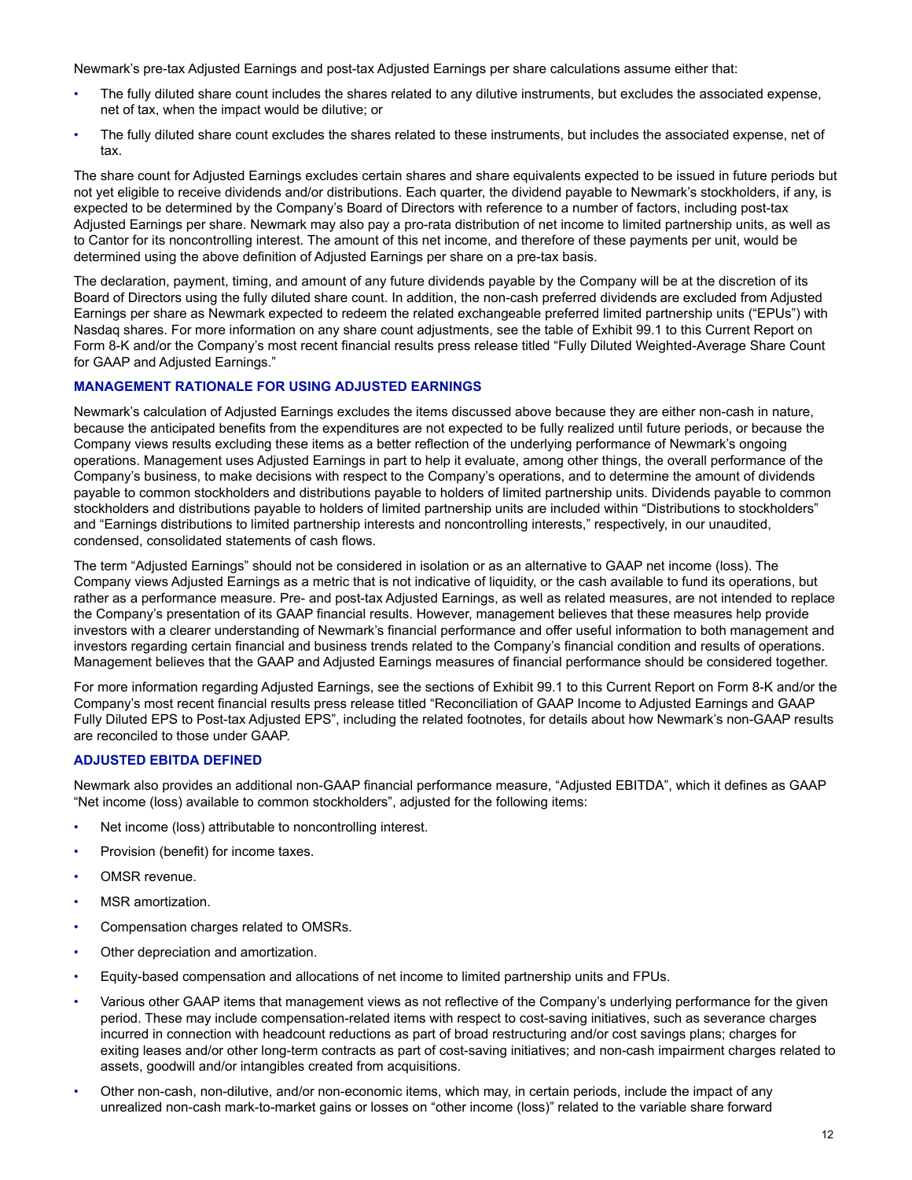Newmark's pre-tax Adjusted Earnings and post-tax Adjusted Earnings per share calculations assume either that:

- The fully diluted share count includes the shares related to any dilutive instruments, but excludes the associated expense, net of tax, when the impact would be dilutive; or
- The fully diluted share count excludes the shares related to these instruments, but includes the associated expense, net of tax.

The share count for Adjusted Earnings excludes certain shares and share equivalents expected to be issued in future periods but not yet eligible to receive dividends and/or distributions. Each quarter, the dividend payable to Newmark's stockholders, if any, is expected to be determined by the Company's Board of Directors with reference to a number of factors, including post-tax Adjusted Earnings per share. Newmark may also pay a pro-rata distribution of net income to limited partnership units, as well as to Cantor for its noncontrolling interest. The amount of this net income, and therefore of these payments per unit, would be determined using the above definition of Adjusted Earnings per share on a pre-tax basis.

The declaration, payment, timing, and amount of any future dividends payable by the Company will be at the discretion of its Board of Directors using the fully diluted share count. In addition, the non-cash preferred dividends are excluded from Adjusted Earnings per share as Newmark expected to redeem the related exchangeable preferred limited partnership units ("EPUs") with Nasdaq shares. For more information on any share count adjustments, see the table of Exhibit 99.1 to this Current Report on Form 8-K and/or the Company's most recent financial results press release titled "Fully Diluted Weighted-Average Share Count for GAAP and Adjusted Earnings."

### MANAGEMENT RATIONALE FOR USING ADJUSTED EARNINGS

Newmark's calculation of Adjusted Earnings excludes the items discussed above because they are either non-cash in nature, because the anticipated benefits from the expenditures are not expected to be fully realized until future periods, or because the Company views results excluding these items as a better reflection of the underlying performance of Newmark's ongoing operations. Management uses Adjusted Earnings in part to help it evaluate, among other things, the overall performance of the Company's business, to make decisions with respect to the Company's operations, and to determine the amount of dividends payable to common stockholders and distributions payable to holders of limited partnership units. Dividends payable to common stockholders and distributions payable to holders of limited partnership units are included within "Distributions to stockholders" and "Earnings distributions to limited partnership interests and noncontrolling interests," respectively, in our unaudited, condensed, consolidated statements of cash flows.

The term "Adjusted Earnings" should not be considered in isolation or as an alternative to GAAP net income (loss). The Company views Adjusted Earnings as a metric that is not indicative of liquidity, or the cash available to fund its operations, but rather as a performance measure. Pre- and post-tax Adjusted Earnings, as well as related measures, are not intended to replace the Company's presentation of its GAAP financial results. However, management believes that these measures help provide investors with a clearer understanding of Newmark's financial performance and offer useful information to both management and investors regarding certain financial and business trends related to the Company's financial condition and results of operations. Management believes that the GAAP and Adjusted Earnings measures of financial performance should be considered together.

For more information regarding Adjusted Earnings, see the sections of Exhibit 99.1 to this Current Report on Form 8-K and/or the Company's most recent financial results press release titled "Reconciliation of GAAP Income to Adjusted Earnings and GAAP Fully Diluted EPS to Post-tax Adjusted EPS", including the related footnotes, for details about how Newmark's non-GAAP results are reconciled to those under GAAP.

### ADJUSTED EBITDA DEFINED

Newmark also provides an additional non-GAAP financial performance measure, "Adjusted EBITDA", which it defines as GAAP "Net income (loss) available to common stockholders", adjusted for the following items:

- Net income (loss) attributable to noncontrolling interest.
- Provision (benefit) for income taxes.
- OMSR revenue.
- MSR amortization.
- Compensation charges related to OMSRs.
- Other depreciation and amortization.
- Equity-based compensation and allocations of net income to limited partnership units and FPUs.
- Various other GAAP items that management views as not reflective of the Company's underlying performance for the given period. These may include compensation-related items with respect to cost-saving initiatives, such as severance charges incurred in connection with headcount reductions as part of broad restructuring and/or cost savings plans; charges for exiting leases and/or other long-term contracts as part of cost-saving initiatives; and non-cash impairment charges related to assets, goodwill and/or intangibles created from acquisitions.
- Other non-cash, non-dilutive, and/or non-economic items, which may, in certain periods, include the impact of any unrealized non-cash mark-to-market gains or losses on "other income (loss)" related to the variable share forward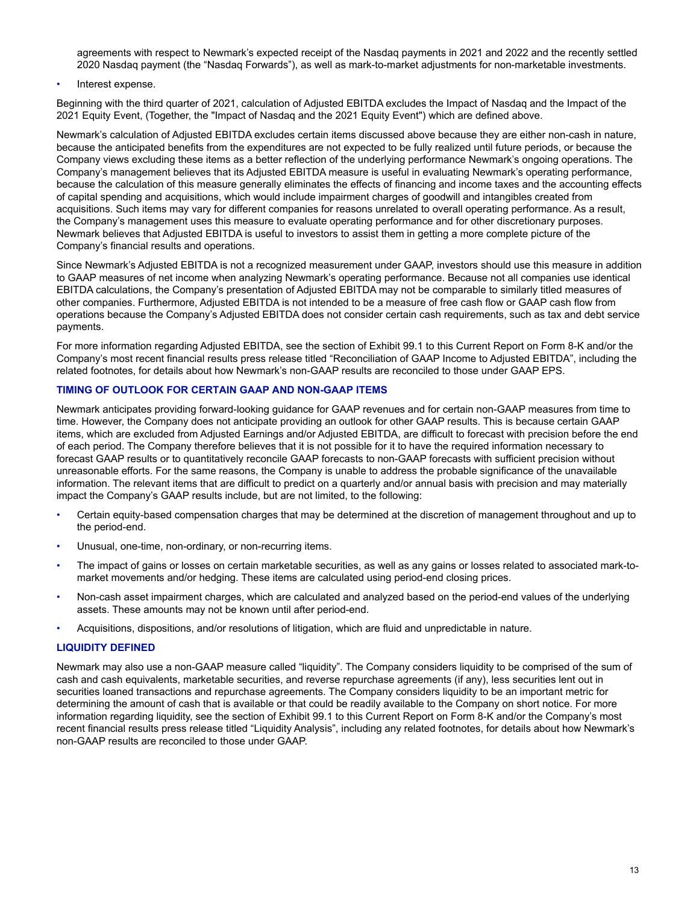agreements with respect to Newmark's expected receipt of the Nasdaq payments in 2021 and 2022 and the recently settled 2020 Nasdaq payment (the "Nasdaq Forwards"), as well as mark-to-market adjustments for non-marketable investments.

- Interest expense.

Beginning with the third quarter of 2021, calculation of Adjusted EBITDA excludes the Impact of Nasdaq and the Impact of the 2021 Equity Event, (Together, the "Impact of Nasdaq and the 2021 Equity Event") which are defined above.

Newmark's calculation of Adjusted EBITDA excludes certain items discussed above because they are either non-cash in nature, because the anticipated benefits from the expenditures are not expected to be fully realized until future periods, or because the Company views excluding these items as a better reflection of the underlying performance Newmark's ongoing operations. The Company's management believes that its Adjusted EBITDA measure is useful in evaluating Newmark's operating performance, because the calculation of this measure generally eliminates the effects of financing and income taxes and the accounting effects of capital spending and acquisitions, which would include impairment charges of goodwill and intangibles created from acquisitions. Such items may vary for different companies for reasons unrelated to overall operating performance. As a result, the Company's management uses this measure to evaluate operating performance and for other discretionary purposes. Newmark believes that Adjusted EBITDA is useful to investors to assist them in getting a more complete picture of the Company's financial results and operations.

Since Newmark's Adjusted EBITDA is not a recognized measurement under GAAP, investors should use this measure in addition to GAAP measures of net income when analyzing Newmark's operating performance. Because not all companies use identical EBITDA calculations, the Company's presentation of Adjusted EBITDA may not be comparable to similarly titled measures of other companies. Furthermore, Adjusted EBITDA is not intended to be a measure of free cash flow or GAAP cash flow from operations because the Company's Adjusted EBITDA does not consider certain cash requirements, such as tax and debt service payments.

For more information regarding Adjusted EBITDA, see the section of Exhibit 99.1 to this Current Report on Form 8-K and/or the Company's most recent financial results press release titled "Reconciliation of GAAP Income to Adjusted EBITDA", including the related footnotes, for details about how Newmark's non-GAAP results are reconciled to those under GAAP EPS.

### TIMING OF OUTLOOK FOR CERTAIN GAAP AND NON-GAAP ITEMS

Newmark anticipates providing forward-looking guidance for GAAP revenues and for certain non-GAAP measures from time to time. However, the Company does not anticipate providing an outlook for other GAAP results. This is because certain GAAP items, which are excluded from Adjusted Earnings and/or Adjusted EBITDA, are difficult to forecast with precision before the end of each period. The Company therefore believes that it is not possible for it to have the required information necessary to forecast GAAP results or to quantitatively reconcile GAAP forecasts to non-GAAP forecasts with sufficient precision without unreasonable efforts. For the same reasons, the Company is unable to address the probable significance of the unavailable information. The relevant items that are difficult to predict on a quarterly and/or annual basis with precision and may materially impact the Company's GAAP results include, but are not limited, to the following:

- Certain equity-based compensation charges that may be determined at the discretion of management throughout and up to the period-end.
- Unusual, one-time, non-ordinary, or non-recurring items.
- The impact of gains or losses on certain marketable securities, as well as any gains or losses related to associated mark-to-market movements and/or hedging. These items are calculated using period-end closing prices.
- Non-cash asset impairment charges, which are calculated and analyzed based on the period-end values of the underlying assets. These amounts may not be known until after period-end.
- Acquisitions, dispositions, and/or resolutions of litigation, which are fluid and unpredictable in nature.

### LIQUIDITY DEFINED

Newmark may also use a non-GAAP measure called "liquidity". The Company considers liquidity to be comprised of the sum of cash and cash equivalents, marketable securities, and reverse repurchase agreements (if any), less securities lent out in securities loaned transactions and repurchase agreements. The Company considers liquidity to be an important metric for determining the amount of cash that is available or that could be readily available to the Company on short notice. For more information regarding liquidity, see the section of Exhibit 99.1 to this Current Report on Form 8-K and/or the Company's most recent financial results press release titled "Liquidity Analysis", including any related footnotes, for details about how Newmark's non-GAAP results are reconciled to those under GAAP.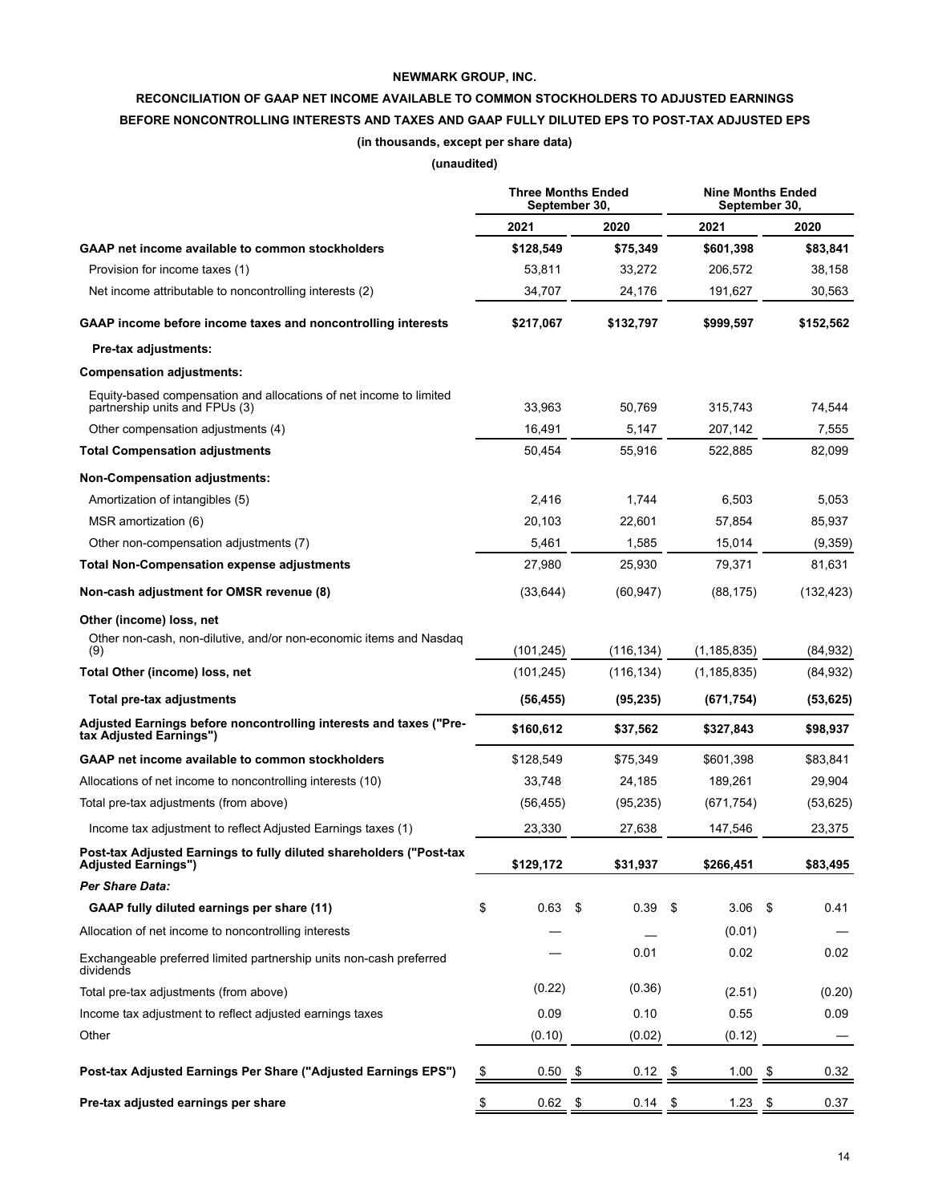**NEWMARK GROUP, INC.**

**RECONCILIATION OF GAAP NET INCOME AVAILABLE TO COMMON STOCKHOLDERS TO ADJUSTED EARNINGS BEFORE NONCONTROLLING INTERESTS AND TAXES AND GAAP FULLY DILUTED EPS TO POST-TAX ADJUSTED EPS**

**(in thousands, except per share data)**

**(unaudited)**

| | Three Months Ended September 30, | | Nine Months Ended September 30, | |
|---|---|---|---|---|
| | **2021** | **2020** | **2021** | **2020** |
| **GAAP net income available to common stockholders** | **$128,549** | **$75,349** | **$601,398** | **$83,841** |
| Provision for income taxes (1) | 53,811 | 33,272 | 206,572 | 38,158 |
| Net income attributable to noncontrolling interests (2) | 34,707 | 24,176 | 191,627 | 30,563 |
| **GAAP income before income taxes and noncontrolling interests** | **$217,067** | **$132,797** | **$999,597** | **$152,562** |
| **Pre-tax adjustments:** | | | | |
| **Compensation adjustments:** | | | | |
| Equity-based compensation and allocations of net income to limited partnership units and FPUs (3) | 33,963 | 50,769 | 315,743 | 74,544 |
| Other compensation adjustments (4) | 16,491 | 5,147 | 207,142 | 7,555 |
| **Total Compensation adjustments** | 50,454 | 55,916 | 522,885 | 82,099 |
| **Non-Compensation adjustments:** | | | | |
| Amortization of intangibles (5) | 2,416 | 1,744 | 6,503 | 5,053 |
| MSR amortization (6) | 20,103 | 22,601 | 57,854 | 85,937 |
| Other non-compensation adjustments (7) | 5,461 | 1,585 | 15,014 | (9,359) |
| **Total Non-Compensation expense adjustments** | 27,980 | 25,930 | 79,371 | 81,631 |
| **Non-cash adjustment for OMSR revenue (8)** | (33,644) | (60,947) | (88,175) | (132,423) |
| **Other (income) loss, net** | | | | |
| Other non-cash, non-dilutive, and/or non-economic items and Nasdaq (9) | (101,245) | (116,134) | (1,185,835) | (84,932) |
| **Total Other (income) loss, net** | (101,245) | (116,134) | (1,185,835) | (84,932) |
| **Total pre-tax adjustments** | **(56,455)** | **(95,235)** | **(671,754)** | **(53,625)** |
| **Adjusted Earnings before noncontrolling interests and taxes ("Pre-tax Adjusted Earnings")** | **$160,612** | **$37,562** | **$327,843** | **$98,937** |
| **GAAP net income available to common stockholders** | $128,549 | $75,349 | $601,398 | $83,841 |
| Allocations of net income to noncontrolling interests (10) | 33,748 | 24,185 | 189,261 | 29,904 |
| Total pre-tax adjustments (from above) | (56,455) | (95,235) | (671,754) | (53,625) |
| Income tax adjustment to reflect Adjusted Earnings taxes (1) | 23,330 | 27,638 | 147,546 | 23,375 |
| **Post-tax Adjusted Earnings to fully diluted shareholders ("Post-tax Adjusted Earnings")** | **$129,172** | **$31,937** | **$266,451** | **$83,495** |
| ***Per Share Data:*** | | | | |
| **GAAP fully diluted earnings per share (11)** | $ 0.63 | $ 0.39 | $ 3.06 | $ 0.41 |
| Allocation of net income to noncontrolling interests | — | — | (0.01) | — |
| Exchangeable preferred limited partnership units non-cash preferred dividends | — | 0.01 | 0.02 | 0.02 |
| Total pre-tax adjustments (from above) | (0.22) | (0.36) | (2.51) | (0.20) |
| Income tax adjustment to reflect adjusted earnings taxes | 0.09 | 0.10 | 0.55 | 0.09 |
| Other | (0.10) | (0.02) | (0.12) | — |
| **Post-tax Adjusted Earnings Per Share ("Adjusted Earnings EPS")** | $ 0.50 | $ 0.12 | $ 1.00 | $ 0.32 |
| **Pre-tax adjusted earnings per share** | $ 0.62 | $ 0.14 | $ 1.23 | $ 0.37 |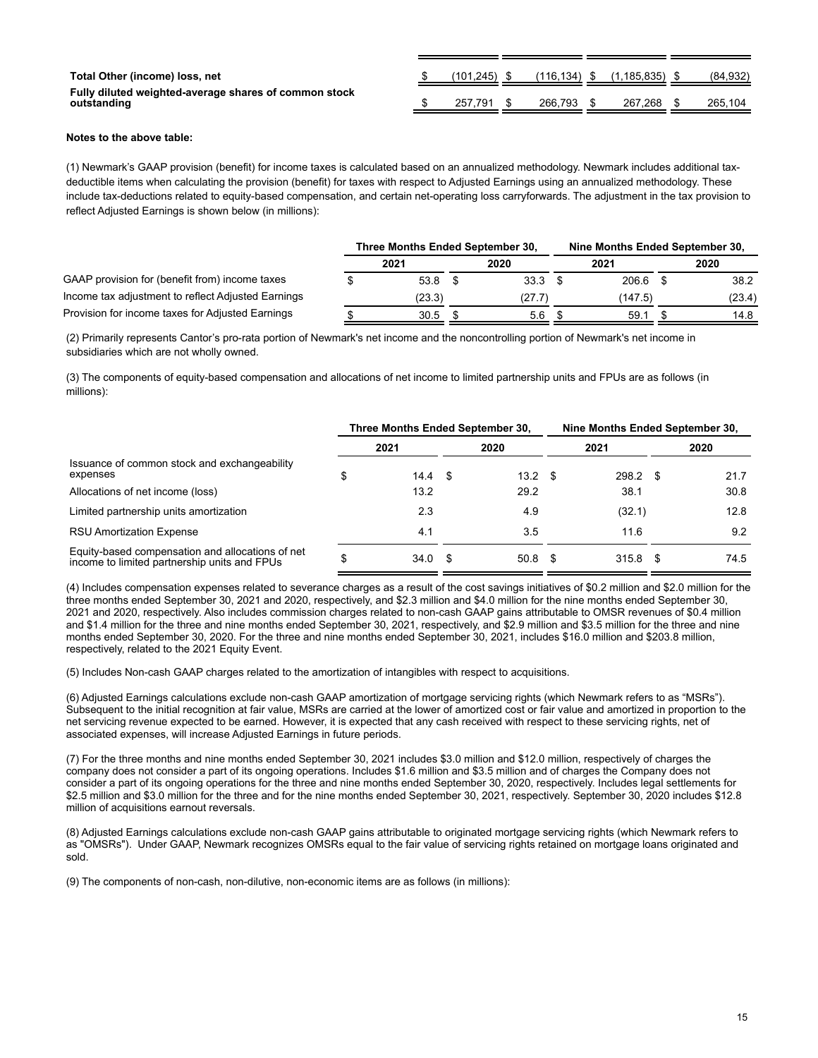| | | | | |
|---|---|---|---|---|
| **Total Other (income) loss, net** | $ (101,245) | $ (116,134) | $ (1,185,835) | $ (84,932) |
| **Fully diluted weighted-average shares of common stock outstanding** | $ 257,791 | $ 266,793 | $ 267,268 | $ 265,104 |

**Notes to the above table:**

(1) Newmark's GAAP provision (benefit) for income taxes is calculated based on an annualized methodology. Newmark includes additional tax-deductible items when calculating the provision (benefit) for taxes with respect to Adjusted Earnings using an annualized methodology. These include tax-deductions related to equity-based compensation, and certain net-operating loss carryforwards. The adjustment in the tax provision to reflect Adjusted Earnings is shown below (in millions):

| | Three Months Ended September 30, | | Nine Months Ended September 30, | |
|---|---|---|---|---|
| | 2021 | 2020 | 2021 | 2020 |
| GAAP provision for (benefit from) income taxes | $ 53.8 | $ 33.3 | $ 206.6 | $ 38.2 |
| Income tax adjustment to reflect Adjusted Earnings | (23.3) | (27.7) | (147.5) | (23.4) |
| Provision for income taxes for Adjusted Earnings | $ 30.5 | $ 5.6 | $ 59.1 | $ 14.8 |

(2) Primarily represents Cantor's pro-rata portion of Newmark's net income and the noncontrolling portion of Newmark's net income in subsidiaries which are not wholly owned.

(3) The components of equity-based compensation and allocations of net income to limited partnership units and FPUs are as follows (in millions):

| | Three Months Ended September 30, | | Nine Months Ended September 30, | |
|---|---|---|---|---|
| | 2021 | 2020 | 2021 | 2020 |
| Issuance of common stock and exchangeability expenses | $ 14.4 | $ 13.2 | $ 298.2 | $ 21.7 |
| Allocations of net income (loss) | 13.2 | 29.2 | 38.1 | 30.8 |
| Limited partnership units amortization | 2.3 | 4.9 | (32.1) | 12.8 |
| RSU Amortization Expense | 4.1 | 3.5 | 11.6 | 9.2 |
| Equity-based compensation and allocations of net income to limited partnership units and FPUs | $ 34.0 | $ 50.8 | $ 315.8 | $ 74.5 |

(4) Includes compensation expenses related to severance charges as a result of the cost savings initiatives of $0.2 million and $2.0 million for the three months ended September 30, 2021 and 2020, respectively, and $2.3 million and $4.0 million for the nine months ended September 30, 2021 and 2020, respectively. Also includes commission charges related to non-cash GAAP gains attributable to OMSR revenues of $0.4 million and $1.4 million for the three and nine months ended September 30, 2021, respectively, and $2.9 million and $3.5 million for the three and nine months ended September 30, 2020. For the three and nine months ended September 30, 2021, includes $16.0 million and $203.8 million, respectively, related to the 2021 Equity Event.

(5) Includes Non-cash GAAP charges related to the amortization of intangibles with respect to acquisitions.

(6) Adjusted Earnings calculations exclude non-cash GAAP amortization of mortgage servicing rights (which Newmark refers to as "MSRs"). Subsequent to the initial recognition at fair value, MSRs are carried at the lower of amortized cost or fair value and amortized in proportion to the net servicing revenue expected to be earned. However, it is expected that any cash received with respect to these servicing rights, net of associated expenses, will increase Adjusted Earnings in future periods.

(7) For the three months and nine months ended September 30, 2021 includes $3.0 million and $12.0 million, respectively of charges the company does not consider a part of its ongoing operations. Includes $1.6 million and $3.5 million and of charges the Company does not consider a part of its ongoing operations for the three and nine months ended September 30, 2020, respectively. Includes legal settlements for $2.5 million and $3.0 million for the three and for the nine months ended September 30, 2021, respectively. September 30, 2020 includes $12.8 million of acquisitions earnout reversals.

(8) Adjusted Earnings calculations exclude non-cash GAAP gains attributable to originated mortgage servicing rights (which Newmark refers to as "OMSRs"). Under GAAP, Newmark recognizes OMSRs equal to the fair value of servicing rights retained on mortgage loans originated and sold.

(9) The components of non-cash, non-dilutive, non-economic items are as follows (in millions):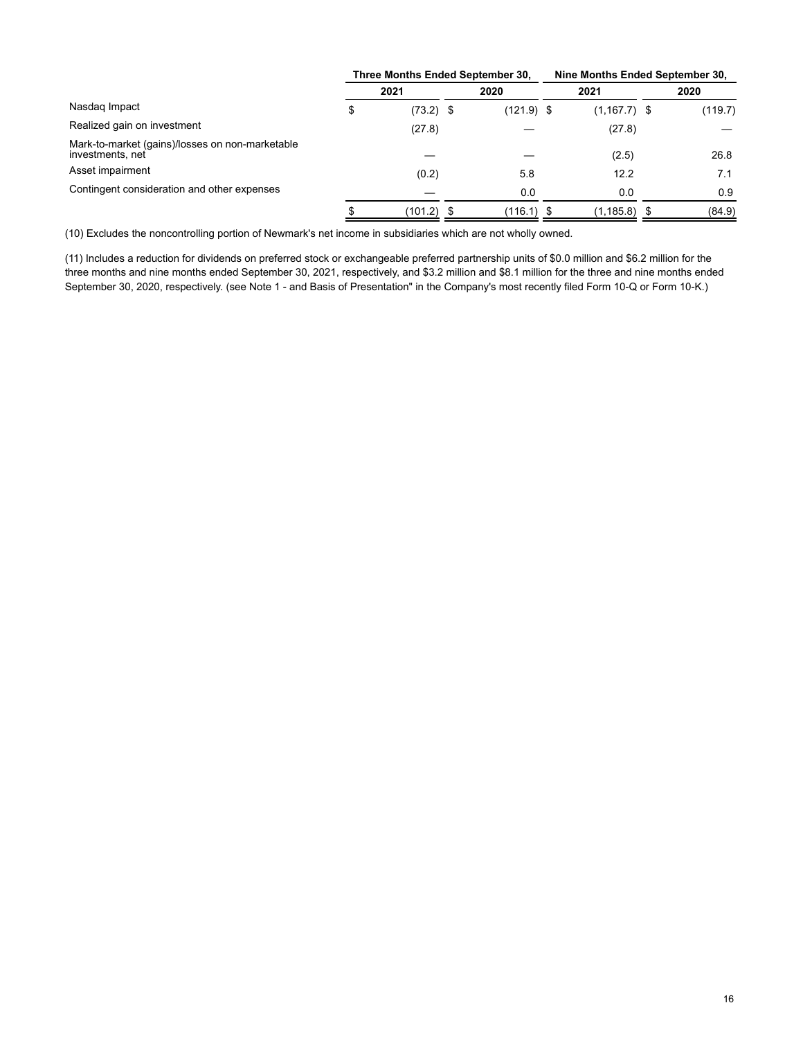| | Three Months Ended September 30, | | Nine Months Ended September 30, | |
|---|---|---|---|---|
| | 2021 | 2020 | 2021 | 2020 |
| Nasdaq Impact | $ (73.2) | $ (121.9) | $ (1,167.7) | $ (119.7) |
| Realized gain on investment | (27.8) | — | (27.8) | — |
| Mark-to-market (gains)/losses on non-marketable investments, net | — | — | (2.5) | 26.8 |
| Asset impairment | (0.2) | 5.8 | 12.2 | 7.1 |
| Contingent consideration and other expenses | — | 0.0 | 0.0 | 0.9 |
| | $ (101.2) | $ (116.1) | $ (1,185.8) | $ (84.9) |

(10) Excludes the noncontrolling portion of Newmark's net income in subsidiaries which are not wholly owned.

(11) Includes a reduction for dividends on preferred stock or exchangeable preferred partnership units of $0.0 million and $6.2 million for the three months and nine months ended September 30, 2021, respectively, and $3.2 million and $8.1 million for the three and nine months ended September 30, 2020, respectively. (see Note 1 - and Basis of Presentation" in the Company's most recently filed Form 10-Q or Form 10-K.)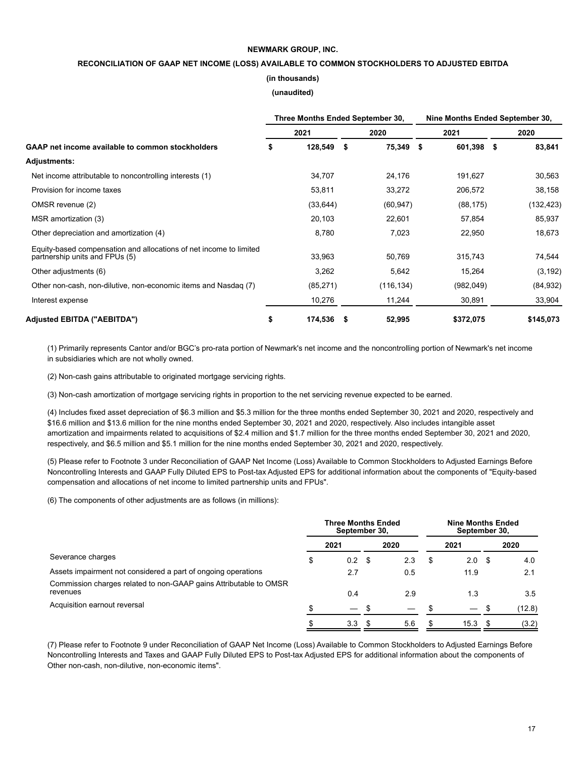**NEWMARK GROUP, INC.**

**RECONCILIATION OF GAAP NET INCOME (LOSS) AVAILABLE TO COMMON STOCKHOLDERS TO ADJUSTED EBITDA**

**(in thousands)**

**(unaudited)**

| | Three Months Ended September 30, | | Nine Months Ended September 30, | |
|---|---|---|---|---|
| | 2021 | 2020 | 2021 | 2020 |
| **GAAP net income available to common stockholders** | $ 128,549 | $ 75,349 | $ 601,398 | $ 83,841 |
| **Adjustments:** | | | | |
| Net income attributable to noncontrolling interests (1) | 34,707 | 24,176 | 191,627 | 30,563 |
| Provision for income taxes | 53,811 | 33,272 | 206,572 | 38,158 |
| OMSR revenue (2) | (33,644) | (60,947) | (88,175) | (132,423) |
| MSR amortization (3) | 20,103 | 22,601 | 57,854 | 85,937 |
| Other depreciation and amortization (4) | 8,780 | 7,023 | 22,950 | 18,673 |
| Equity-based compensation and allocations of net income to limited partnership units and FPUs (5) | 33,963 | 50,769 | 315,743 | 74,544 |
| Other adjustments (6) | 3,262 | 5,642 | 15,264 | (3,192) |
| Other non-cash, non-dilutive, non-economic items and Nasdaq (7) | (85,271) | (116,134) | (982,049) | (84,932) |
| Interest expense | 10,276 | 11,244 | 30,891 | 33,904 |
| **Adjusted EBITDA ("AEBITDA")** | $ 174,536 | $ 52,995 | $372,075 | $145,073 |

(1) Primarily represents Cantor and/or BGC's pro-rata portion of Newmark's net income and the noncontrolling portion of Newmark's net income in subsidiaries which are not wholly owned.

(2) Non-cash gains attributable to originated mortgage servicing rights.

(3) Non-cash amortization of mortgage servicing rights in proportion to the net servicing revenue expected to be earned.

(4) Includes fixed asset depreciation of $6.3 million and $5.3 million for the three months ended September 30, 2021 and 2020, respectively and $16.6 million and $13.6 million for the nine months ended September 30, 2021 and 2020, respectively. Also includes intangible asset amortization and impairments related to acquisitions of $2.4 million and $1.7 million for the three months ended September 30, 2021 and 2020, respectively, and $6.5 million and $5.1 million for the nine months ended September 30, 2021 and 2020, respectively.

(5) Please refer to Footnote 3 under Reconciliation of GAAP Net Income (Loss) Available to Common Stockholders to Adjusted Earnings Before Noncontrolling Interests and GAAP Fully Diluted EPS to Post-tax Adjusted EPS for additional information about the components of "Equity-based compensation and allocations of net income to limited partnership units and FPUs".

(6) The components of other adjustments are as follows (in millions):

| | Three Months Ended September 30, | | Nine Months Ended September 30, | |
|---|---|---|---|---|
| | 2021 | 2020 | 2021 | 2020 |
| Severance charges | $ 0.2 | $ 2.3 | $ 2.0 | $ 4.0 |
| Assets impairment not considered a part of ongoing operations | 2.7 | 0.5 | 11.9 | 2.1 |
| Commission charges related to non-GAAP gains Attributable to OMSR revenues | 0.4 | 2.9 | 1.3 | 3.5 |
| Acquisition earnout reversal | $ — | $ — | $ — | $ (12.8) |
| | $ 3.3 | $ 5.6 | $ 15.3 | $ (3.2) |

(7) Please refer to Footnote 9 under Reconciliation of GAAP Net Income (Loss) Available to Common Stockholders to Adjusted Earnings Before Noncontrolling Interests and Taxes and GAAP Fully Diluted EPS to Post-tax Adjusted EPS for additional information about the components of Other non-cash, non-dilutive, non-economic items".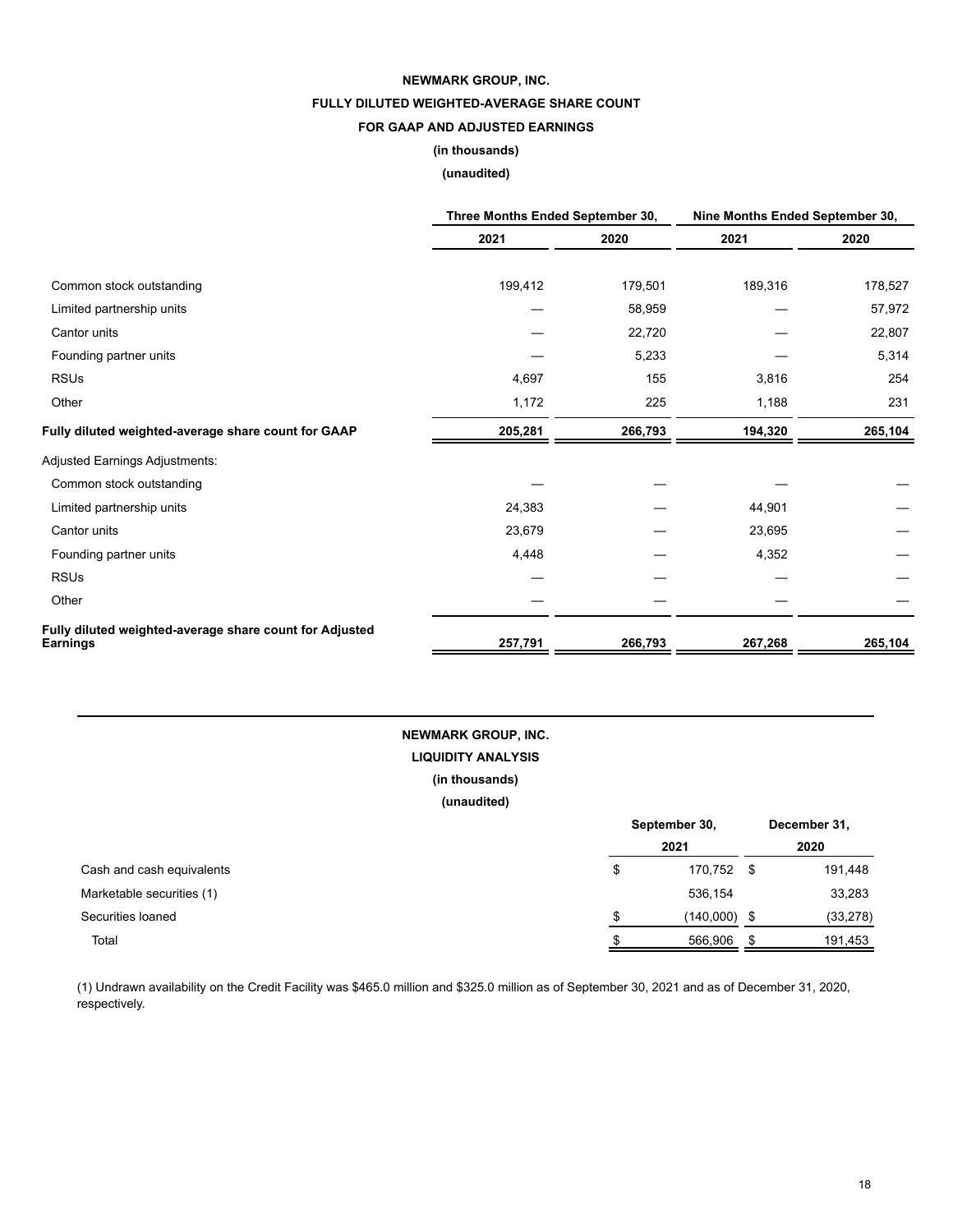**NEWMARK GROUP, INC.**

**FULLY DILUTED WEIGHTED-AVERAGE SHARE COUNT**

**FOR GAAP AND ADJUSTED EARNINGS**

**(in thousands)**

**(unaudited)**

| | Three Months Ended September 30, | | Nine Months Ended September 30, | |
|---|---|---|---|---|
| | 2021 | 2020 | 2021 | 2020 |
| Common stock outstanding | 199,412 | 179,501 | 189,316 | 178,527 |
| Limited partnership units | — | 58,959 | — | 57,972 |
| Cantor units | — | 22,720 | — | 22,807 |
| Founding partner units | — | 5,233 | — | 5,314 |
| RSUs | 4,697 | 155 | 3,816 | 254 |
| Other | 1,172 | 225 | 1,188 | 231 |
| **Fully diluted weighted-average share count for GAAP** | **205,281** | **266,793** | **194,320** | **265,104** |
| Adjusted Earnings Adjustments: | | | | |
| Common stock outstanding | — | — | — | — |
| Limited partnership units | 24,383 | — | 44,901 | — |
| Cantor units | 23,679 | — | 23,695 | — |
| Founding partner units | 4,448 | — | 4,352 | — |
| RSUs | — | — | — | — |
| Other | — | — | — | — |
| **Fully diluted weighted-average share count for Adjusted Earnings** | **257,791** | **266,793** | **267,268** | **265,104** |

**NEWMARK GROUP, INC.**

**LIQUIDITY ANALYSIS**

**(in thousands)**

**(unaudited)**

| | September 30, 2021 | December 31, 2020 |
|---|---|---|
| Cash and cash equivalents | $ 170,752 | $ 191,448 |
| Marketable securities (1) | 536,154 | 33,283 |
| Securities loaned | $ (140,000) | $ (33,278) |
| Total | $ 566,906 | $ 191,453 |

(1) Undrawn availability on the Credit Facility was $465.0 million and $325.0 million as of September 30, 2021 and as of December 31, 2020, respectively.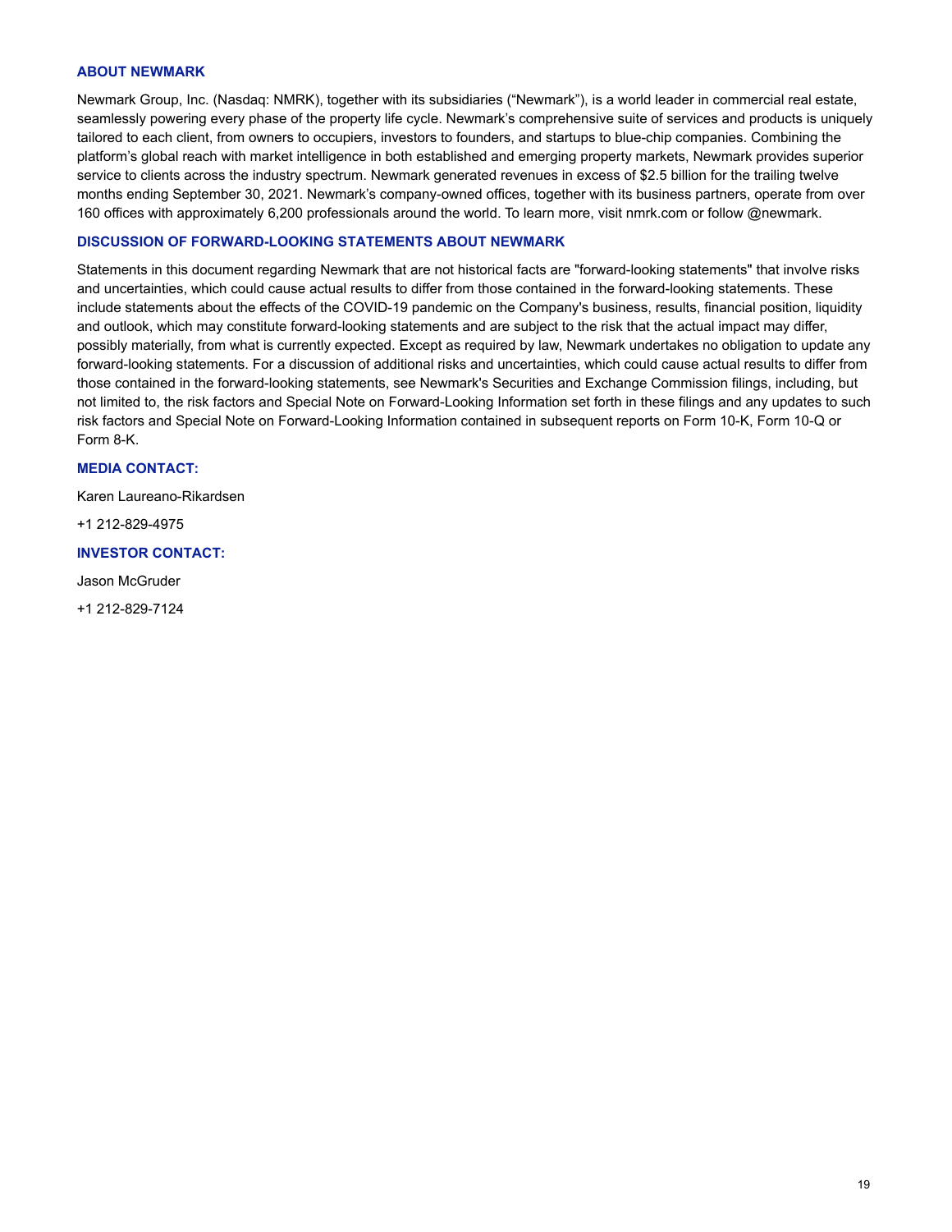## ABOUT NEWMARK

Newmark Group, Inc. (Nasdaq: NMRK), together with its subsidiaries ("Newmark"), is a world leader in commercial real estate, seamlessly powering every phase of the property life cycle. Newmark's comprehensive suite of services and products is uniquely tailored to each client, from owners to occupiers, investors to founders, and startups to blue-chip companies. Combining the platform's global reach with market intelligence in both established and emerging property markets, Newmark provides superior service to clients across the industry spectrum. Newmark generated revenues in excess of $2.5 billion for the trailing twelve months ending September 30, 2021. Newmark's company-owned offices, together with its business partners, operate from over 160 offices with approximately 6,200 professionals around the world. To learn more, visit nmrk.com or follow @newmark.

## DISCUSSION OF FORWARD-LOOKING STATEMENTS ABOUT NEWMARK

Statements in this document regarding Newmark that are not historical facts are "forward-looking statements" that involve risks and uncertainties, which could cause actual results to differ from those contained in the forward-looking statements. These include statements about the effects of the COVID-19 pandemic on the Company's business, results, financial position, liquidity and outlook, which may constitute forward-looking statements and are subject to the risk that the actual impact may differ, possibly materially, from what is currently expected. Except as required by law, Newmark undertakes no obligation to update any forward-looking statements. For a discussion of additional risks and uncertainties, which could cause actual results to differ from those contained in the forward-looking statements, see Newmark's Securities and Exchange Commission filings, including, but not limited to, the risk factors and Special Note on Forward-Looking Information set forth in these filings and any updates to such risk factors and Special Note on Forward-Looking Information contained in subsequent reports on Form 10-K, Form 10-Q or Form 8-K.

## MEDIA CONTACT:

Karen Laureano-Rikardsen

+1 212-829-4975

## INVESTOR CONTACT:

Jason McGruder

+1 212-829-7124